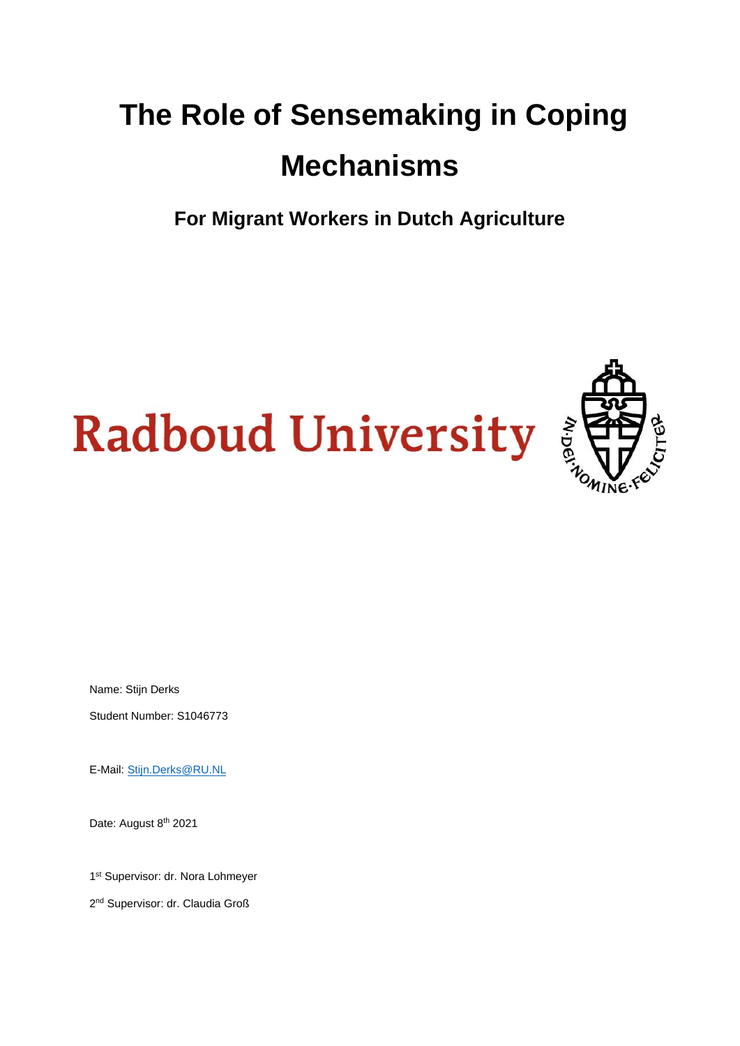# The Role of Sensemaking in Coping Mechanisms

## For Migrant Workers in Dutch Agriculture

Radboud University

IN·DEI·NOMINE·FELICITER

Name: Stijn Derks

Student Number: S1046773

E-Mail: Stijn.Derks@RU.NL

Date: August 8th 2021

1st Supervisor: dr. Nora Lohmeyer

2nd Supervisor: dr. Claudia Groß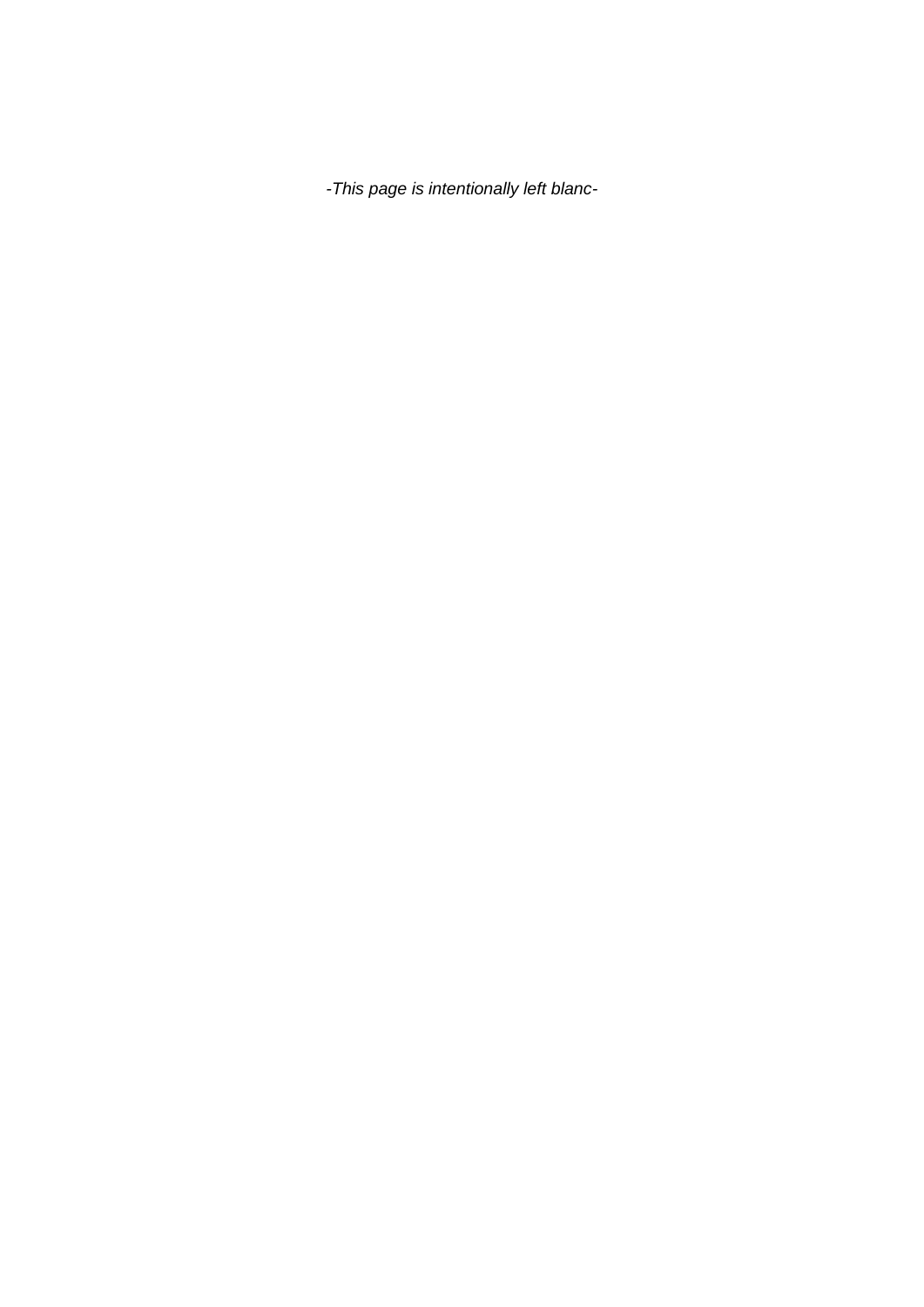*-This page is intentionally left blanc-*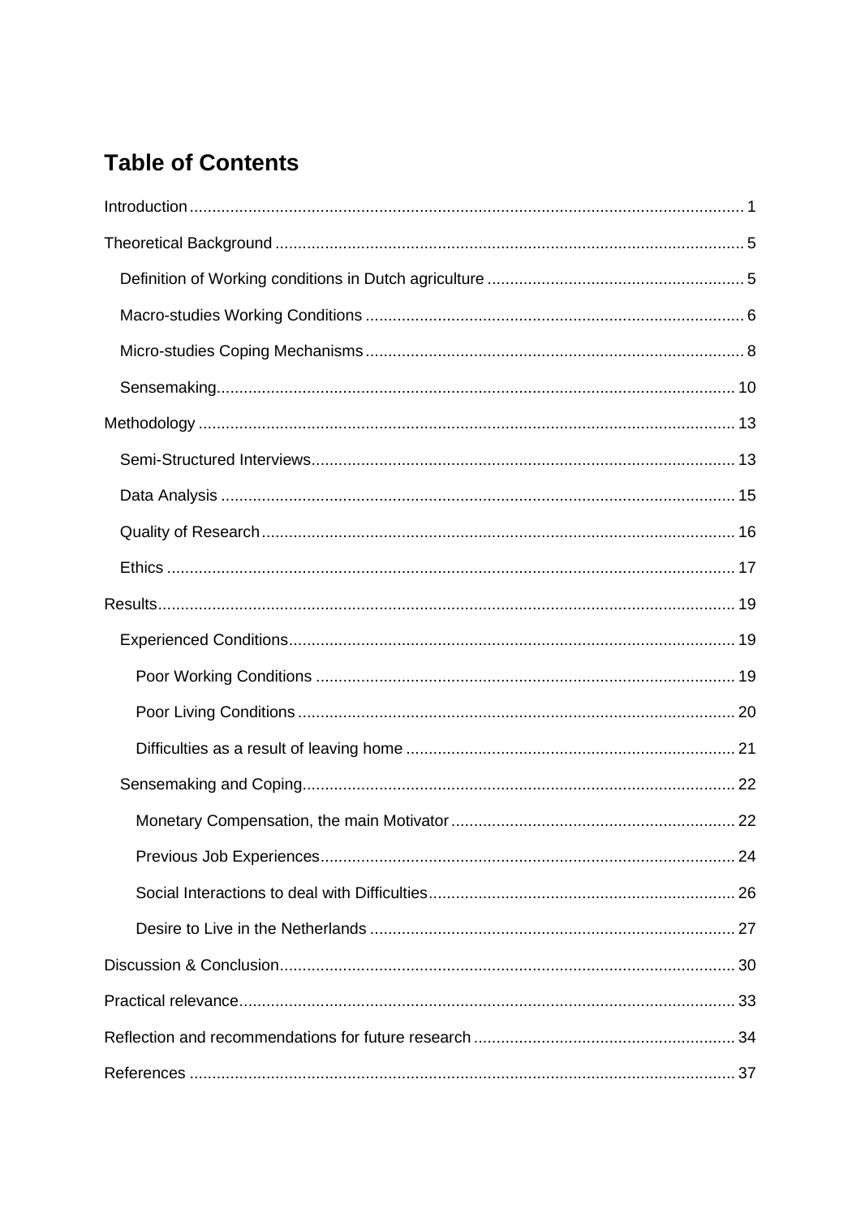# Table of Contents

Introduction ........................................................................................................................ 1

Theoretical Background ...................................................................................................... 5

  Definition of Working conditions in Dutch agriculture ........................................................ 5

  Macro-studies Working Conditions .................................................................................. 6

  Micro-studies Coping Mechanisms .................................................................................. 8

  Sensemaking................................................................................................................. 10

Methodology ...................................................................................................................... 13

  Semi-Structured Interviews............................................................................................. 13

  Data Analysis ................................................................................................................. 15

  Quality of Research........................................................................................................ 16

  Ethics ............................................................................................................................. 17

Results............................................................................................................................... 19

  Experienced Conditions.................................................................................................. 19

    Poor Working Conditions ............................................................................................ 19

    Poor Living Conditions ................................................................................................ 20

    Difficulties as a result of leaving home ........................................................................ 21

  Sensemaking and Coping............................................................................................... 22

    Monetary Compensation, the main Motivator .............................................................. 22

    Previous Job Experiences........................................................................................... 24

    Social Interactions to deal with Difficulties................................................................... 26

    Desire to Live in the Netherlands ................................................................................ 27

Discussion & Conclusion.................................................................................................... 30

Practical relevance............................................................................................................. 33

Reflection and recommendations for future research .......................................................... 34

References ........................................................................................................................ 37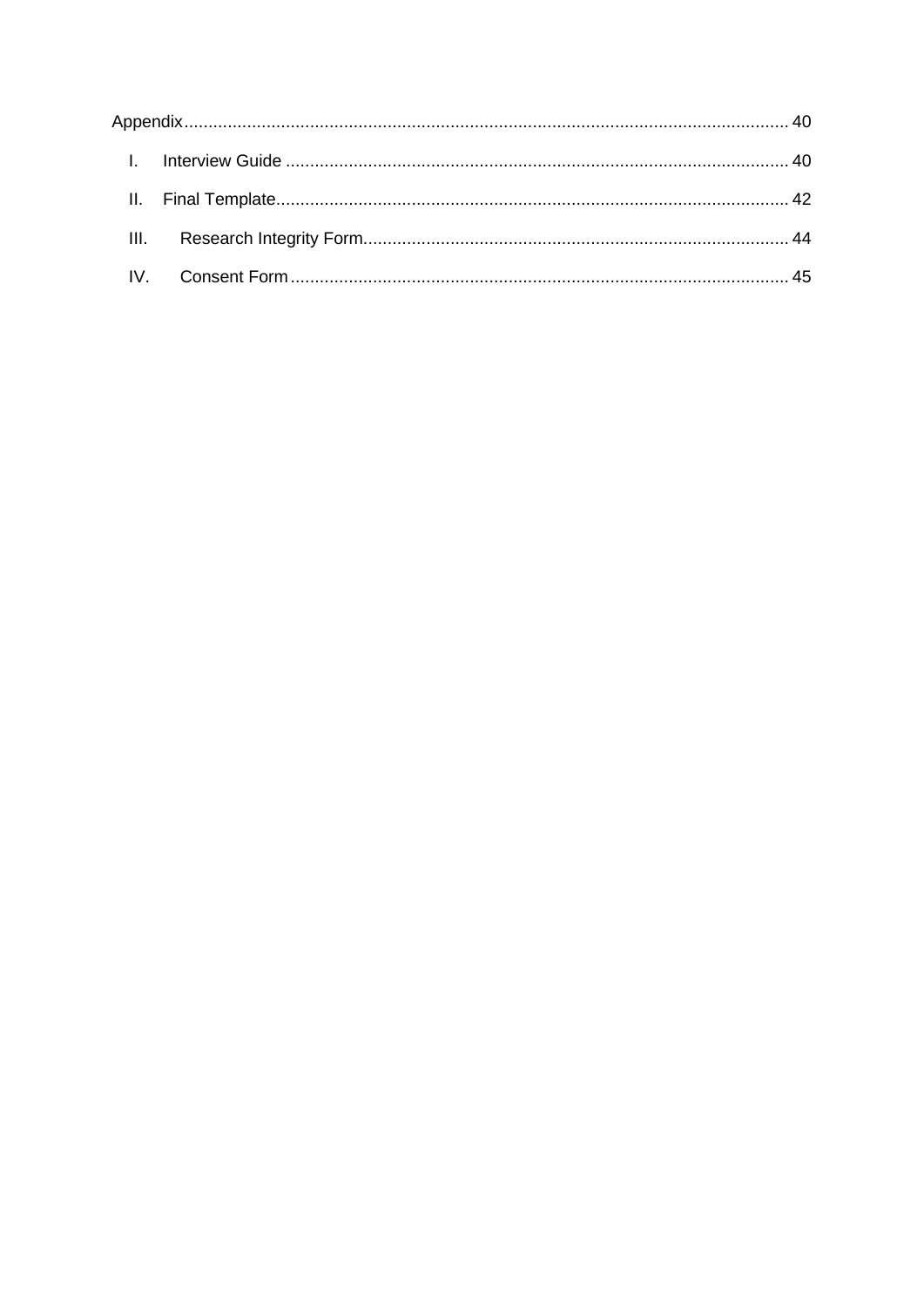Appendix ........................................................................................................................ 40

- I. Interview Guide ...................................................................................................... 40
- II. Final Template......................................................................................................... 42
- III. Research Integrity Form....................................................................................... 44
- IV. Consent Form ...................................................................................................... 45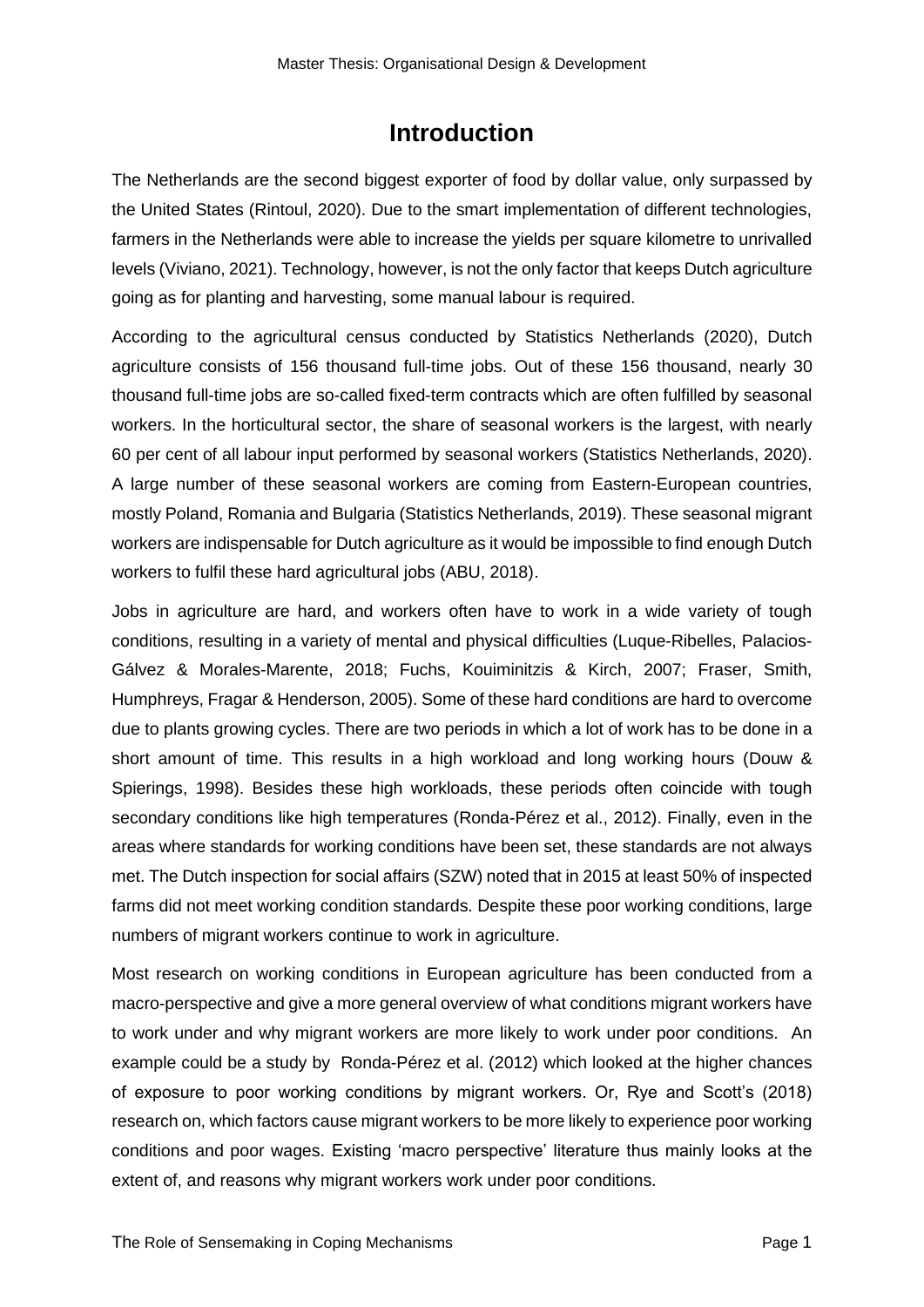# Introduction

The Netherlands are the second biggest exporter of food by dollar value, only surpassed by the United States (Rintoul, 2020). Due to the smart implementation of different technologies, farmers in the Netherlands were able to increase the yields per square kilometre to unrivalled levels (Viviano, 2021). Technology, however, is not the only factor that keeps Dutch agriculture going as for planting and harvesting, some manual labour is required.

According to the agricultural census conducted by Statistics Netherlands (2020), Dutch agriculture consists of 156 thousand full-time jobs. Out of these 156 thousand, nearly 30 thousand full-time jobs are so-called fixed-term contracts which are often fulfilled by seasonal workers. In the horticultural sector, the share of seasonal workers is the largest, with nearly 60 per cent of all labour input performed by seasonal workers (Statistics Netherlands, 2020). A large number of these seasonal workers are coming from Eastern-European countries, mostly Poland, Romania and Bulgaria (Statistics Netherlands, 2019). These seasonal migrant workers are indispensable for Dutch agriculture as it would be impossible to find enough Dutch workers to fulfil these hard agricultural jobs (ABU, 2018).

Jobs in agriculture are hard, and workers often have to work in a wide variety of tough conditions, resulting in a variety of mental and physical difficulties (Luque-Ribelles, Palacios-Gálvez & Morales-Marente, 2018; Fuchs, Kouiminitzis & Kirch, 2007; Fraser, Smith, Humphreys, Fragar & Henderson, 2005). Some of these hard conditions are hard to overcome due to plants growing cycles. There are two periods in which a lot of work has to be done in a short amount of time. This results in a high workload and long working hours (Douw & Spierings, 1998). Besides these high workloads, these periods often coincide with tough secondary conditions like high temperatures (Ronda-Pérez et al., 2012). Finally, even in the areas where standards for working conditions have been set, these standards are not always met. The Dutch inspection for social affairs (SZW) noted that in 2015 at least 50% of inspected farms did not meet working condition standards. Despite these poor working conditions, large numbers of migrant workers continue to work in agriculture.

Most research on working conditions in European agriculture has been conducted from a macro-perspective and give a more general overview of what conditions migrant workers have to work under and why migrant workers are more likely to work under poor conditions. An example could be a study by Ronda-Pérez et al. (2012) which looked at the higher chances of exposure to poor working conditions by migrant workers. Or, Rye and Scott's (2018) research on, which factors cause migrant workers to be more likely to experience poor working conditions and poor wages. Existing 'macro perspective' literature thus mainly looks at the extent of, and reasons why migrant workers work under poor conditions.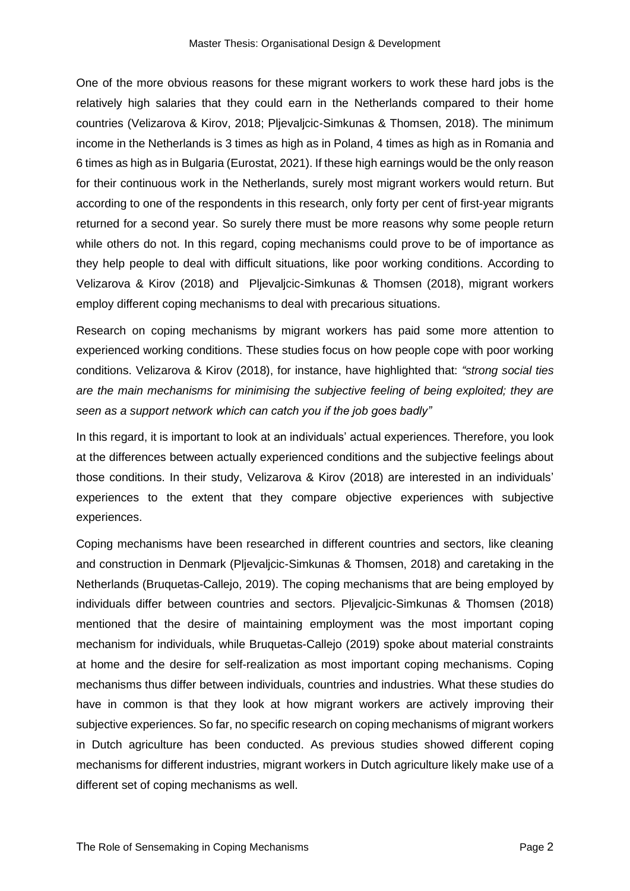One of the more obvious reasons for these migrant workers to work these hard jobs is the relatively high salaries that they could earn in the Netherlands compared to their home countries (Velizarova & Kirov, 2018; Pljevaljcic-Simkunas & Thomsen, 2018). The minimum income in the Netherlands is 3 times as high as in Poland, 4 times as high as in Romania and 6 times as high as in Bulgaria (Eurostat, 2021). If these high earnings would be the only reason for their continuous work in the Netherlands, surely most migrant workers would return. But according to one of the respondents in this research, only forty per cent of first-year migrants returned for a second year. So surely there must be more reasons why some people return while others do not. In this regard, coping mechanisms could prove to be of importance as they help people to deal with difficult situations, like poor working conditions. According to Velizarova & Kirov (2018) and Pljevaljcic-Simkunas & Thomsen (2018), migrant workers employ different coping mechanisms to deal with precarious situations.

Research on coping mechanisms by migrant workers has paid some more attention to experienced working conditions. These studies focus on how people cope with poor working conditions. Velizarova & Kirov (2018), for instance, have highlighted that: *"strong social ties are the main mechanisms for minimising the subjective feeling of being exploited; they are seen as a support network which can catch you if the job goes badly"*

In this regard, it is important to look at an individuals' actual experiences. Therefore, you look at the differences between actually experienced conditions and the subjective feelings about those conditions. In their study, Velizarova & Kirov (2018) are interested in an individuals' experiences to the extent that they compare objective experiences with subjective experiences.

Coping mechanisms have been researched in different countries and sectors, like cleaning and construction in Denmark (Pljevaljcic-Simkunas & Thomsen, 2018) and caretaking in the Netherlands (Bruquetas-Callejo, 2019). The coping mechanisms that are being employed by individuals differ between countries and sectors. Pljevaljcic-Simkunas & Thomsen (2018) mentioned that the desire of maintaining employment was the most important coping mechanism for individuals, while Bruquetas-Callejo (2019) spoke about material constraints at home and the desire for self-realization as most important coping mechanisms. Coping mechanisms thus differ between individuals, countries and industries. What these studies do have in common is that they look at how migrant workers are actively improving their subjective experiences. So far, no specific research on coping mechanisms of migrant workers in Dutch agriculture has been conducted. As previous studies showed different coping mechanisms for different industries, migrant workers in Dutch agriculture likely make use of a different set of coping mechanisms as well.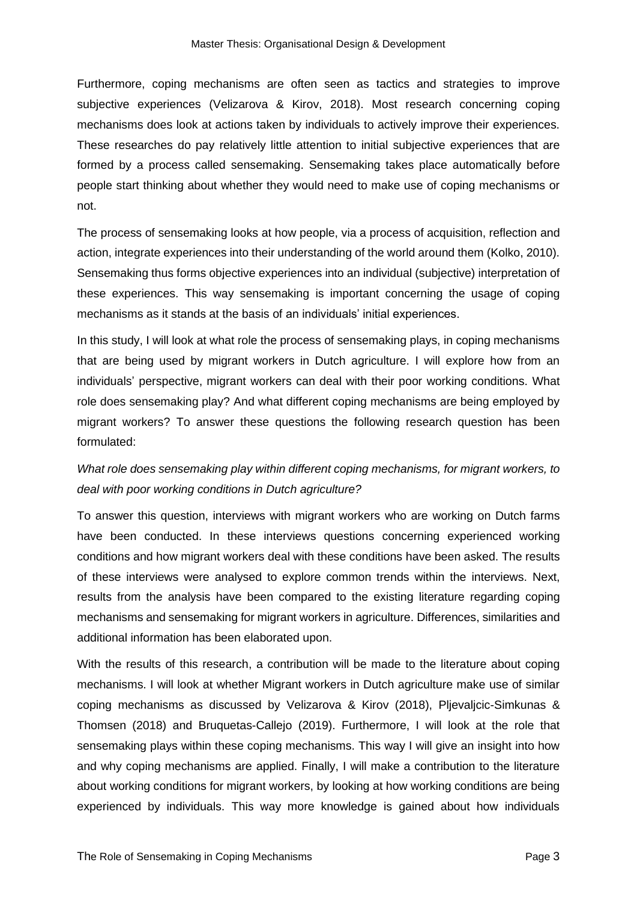Furthermore, coping mechanisms are often seen as tactics and strategies to improve subjective experiences (Velizarova & Kirov, 2018). Most research concerning coping mechanisms does look at actions taken by individuals to actively improve their experiences. These researches do pay relatively little attention to initial subjective experiences that are formed by a process called sensemaking. Sensemaking takes place automatically before people start thinking about whether they would need to make use of coping mechanisms or not.

The process of sensemaking looks at how people, via a process of acquisition, reflection and action, integrate experiences into their understanding of the world around them (Kolko, 2010). Sensemaking thus forms objective experiences into an individual (subjective) interpretation of these experiences. This way sensemaking is important concerning the usage of coping mechanisms as it stands at the basis of an individuals' initial experiences.

In this study, I will look at what role the process of sensemaking plays, in coping mechanisms that are being used by migrant workers in Dutch agriculture. I will explore how from an individuals' perspective, migrant workers can deal with their poor working conditions. What role does sensemaking play? And what different coping mechanisms are being employed by migrant workers? To answer these questions the following research question has been formulated:

*What role does sensemaking play within different coping mechanisms, for migrant workers, to deal with poor working conditions in Dutch agriculture?*

To answer this question, interviews with migrant workers who are working on Dutch farms have been conducted. In these interviews questions concerning experienced working conditions and how migrant workers deal with these conditions have been asked. The results of these interviews were analysed to explore common trends within the interviews. Next, results from the analysis have been compared to the existing literature regarding coping mechanisms and sensemaking for migrant workers in agriculture. Differences, similarities and additional information has been elaborated upon.

With the results of this research, a contribution will be made to the literature about coping mechanisms. I will look at whether Migrant workers in Dutch agriculture make use of similar coping mechanisms as discussed by Velizarova & Kirov (2018), Pljevaljcic-Simkunas & Thomsen (2018) and Bruquetas-Callejo (2019). Furthermore, I will look at the role that sensemaking plays within these coping mechanisms. This way I will give an insight into how and why coping mechanisms are applied. Finally, I will make a contribution to the literature about working conditions for migrant workers, by looking at how working conditions are being experienced by individuals. This way more knowledge is gained about how individuals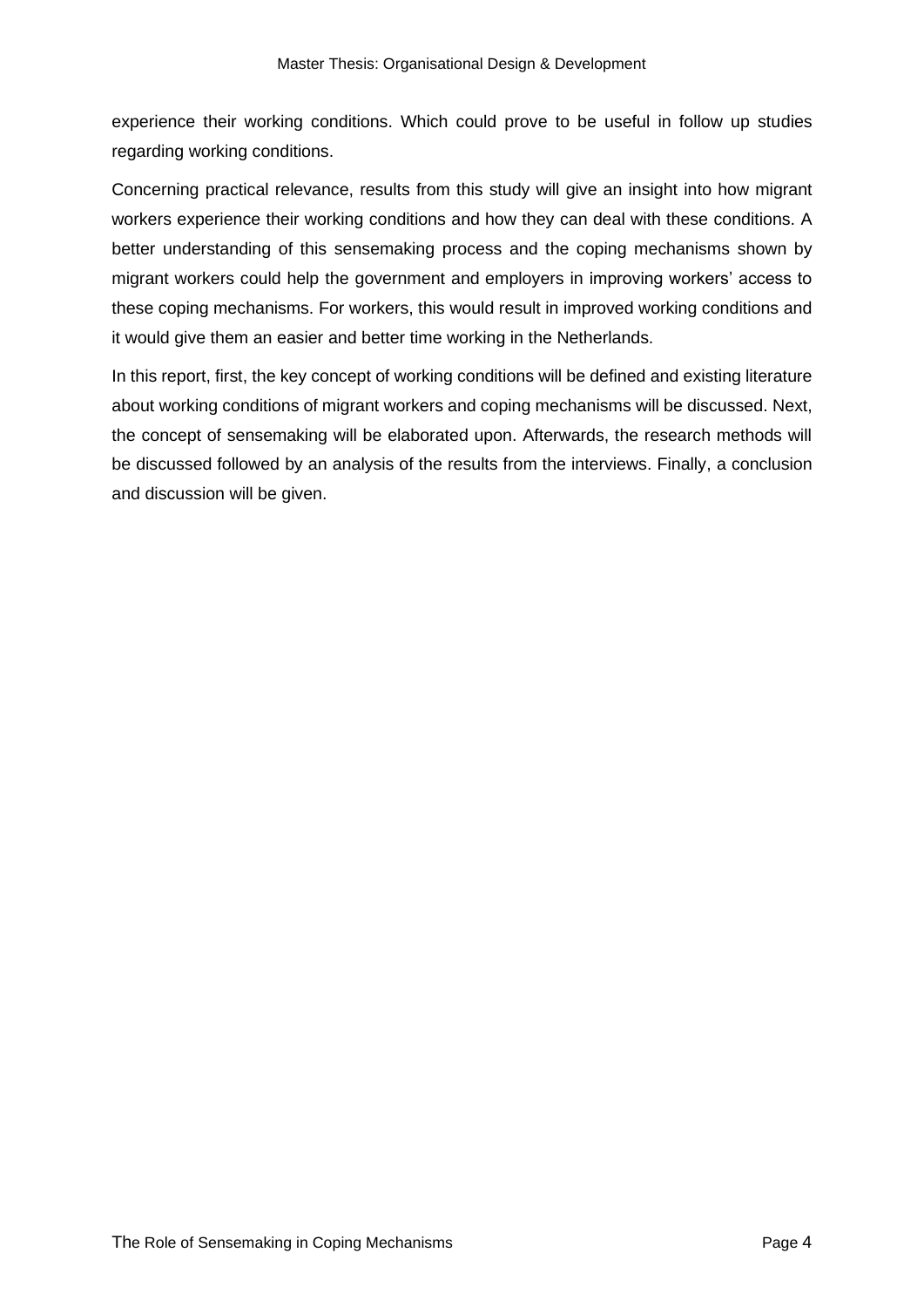experience their working conditions. Which could prove to be useful in follow up studies regarding working conditions.

Concerning practical relevance, results from this study will give an insight into how migrant workers experience their working conditions and how they can deal with these conditions. A better understanding of this sensemaking process and the coping mechanisms shown by migrant workers could help the government and employers in improving workers' access to these coping mechanisms. For workers, this would result in improved working conditions and it would give them an easier and better time working in the Netherlands.

In this report, first, the key concept of working conditions will be defined and existing literature about working conditions of migrant workers and coping mechanisms will be discussed. Next, the concept of sensemaking will be elaborated upon. Afterwards, the research methods will be discussed followed by an analysis of the results from the interviews. Finally, a conclusion and discussion will be given.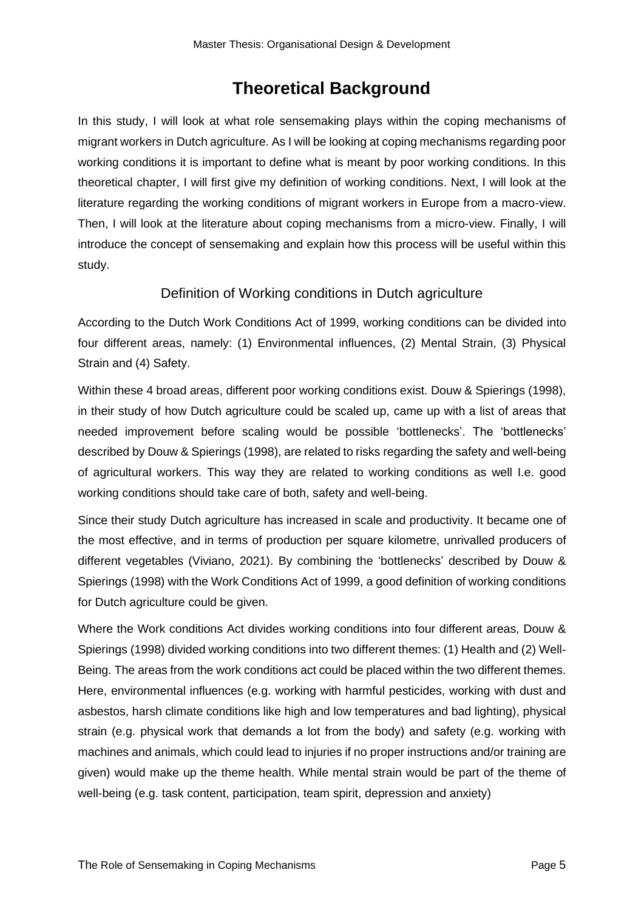# Theoretical Background

In this study, I will look at what role sensemaking plays within the coping mechanisms of migrant workers in Dutch agriculture. As I will be looking at coping mechanisms regarding poor working conditions it is important to define what is meant by poor working conditions. In this theoretical chapter, I will first give my definition of working conditions. Next, I will look at the literature regarding the working conditions of migrant workers in Europe from a macro-view. Then, I will look at the literature about coping mechanisms from a micro-view. Finally, I will introduce the concept of sensemaking and explain how this process will be useful within this study.

## Definition of Working conditions in Dutch agriculture

According to the Dutch Work Conditions Act of 1999, working conditions can be divided into four different areas, namely: (1) Environmental influences, (2) Mental Strain, (3) Physical Strain and (4) Safety.

Within these 4 broad areas, different poor working conditions exist. Douw & Spierings (1998), in their study of how Dutch agriculture could be scaled up, came up with a list of areas that needed improvement before scaling would be possible 'bottlenecks'. The 'bottlenecks' described by Douw & Spierings (1998), are related to risks regarding the safety and well-being of agricultural workers. This way they are related to working conditions as well I.e. good working conditions should take care of both, safety and well-being.

Since their study Dutch agriculture has increased in scale and productivity. It became one of the most effective, and in terms of production per square kilometre, unrivalled producers of different vegetables (Viviano, 2021). By combining the 'bottlenecks' described by Douw & Spierings (1998) with the Work Conditions Act of 1999, a good definition of working conditions for Dutch agriculture could be given.

Where the Work conditions Act divides working conditions into four different areas, Douw & Spierings (1998) divided working conditions into two different themes: (1) Health and (2) Well-Being. The areas from the work conditions act could be placed within the two different themes. Here, environmental influences (e.g. working with harmful pesticides, working with dust and asbestos, harsh climate conditions like high and low temperatures and bad lighting), physical strain (e.g. physical work that demands a lot from the body) and safety (e.g. working with machines and animals, which could lead to injuries if no proper instructions and/or training are given) would make up the theme health. While mental strain would be part of the theme of well-being (e.g. task content, participation, team spirit, depression and anxiety)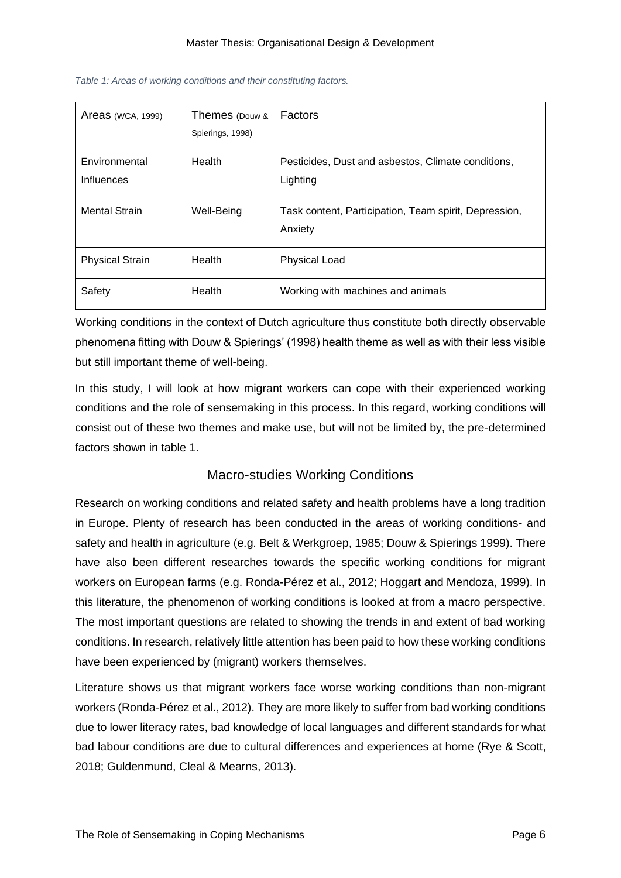*Table 1: Areas of working conditions and their constituting factors.*

| Areas (WCA, 1999) | Themes (Douw & Spierings, 1998) | Factors |
|---|---|---|
| Environmental Influences | Health | Pesticides, Dust and asbestos, Climate conditions, Lighting |
| Mental Strain | Well-Being | Task content, Participation, Team spirit, Depression, Anxiety |
| Physical Strain | Health | Physical Load |
| Safety | Health | Working with machines and animals |

Working conditions in the context of Dutch agriculture thus constitute both directly observable phenomena fitting with Douw & Spierings' (1998) health theme as well as with their less visible but still important theme of well-being.

In this study, I will look at how migrant workers can cope with their experienced working conditions and the role of sensemaking in this process. In this regard, working conditions will consist out of these two themes and make use, but will not be limited by, the pre-determined factors shown in table 1.

## Macro-studies Working Conditions

Research on working conditions and related safety and health problems have a long tradition in Europe. Plenty of research has been conducted in the areas of working conditions- and safety and health in agriculture (e.g. Belt & Werkgroep, 1985; Douw & Spierings 1999). There have also been different researches towards the specific working conditions for migrant workers on European farms (e.g. Ronda-Pérez et al., 2012; Hoggart and Mendoza, 1999). In this literature, the phenomenon of working conditions is looked at from a macro perspective. The most important questions are related to showing the trends in and extent of bad working conditions. In research, relatively little attention has been paid to how these working conditions have been experienced by (migrant) workers themselves.

Literature shows us that migrant workers face worse working conditions than non-migrant workers (Ronda-Pérez et al., 2012). They are more likely to suffer from bad working conditions due to lower literacy rates, bad knowledge of local languages and different standards for what bad labour conditions are due to cultural differences and experiences at home (Rye & Scott, 2018; Guldenmund, Cleal & Mearns, 2013).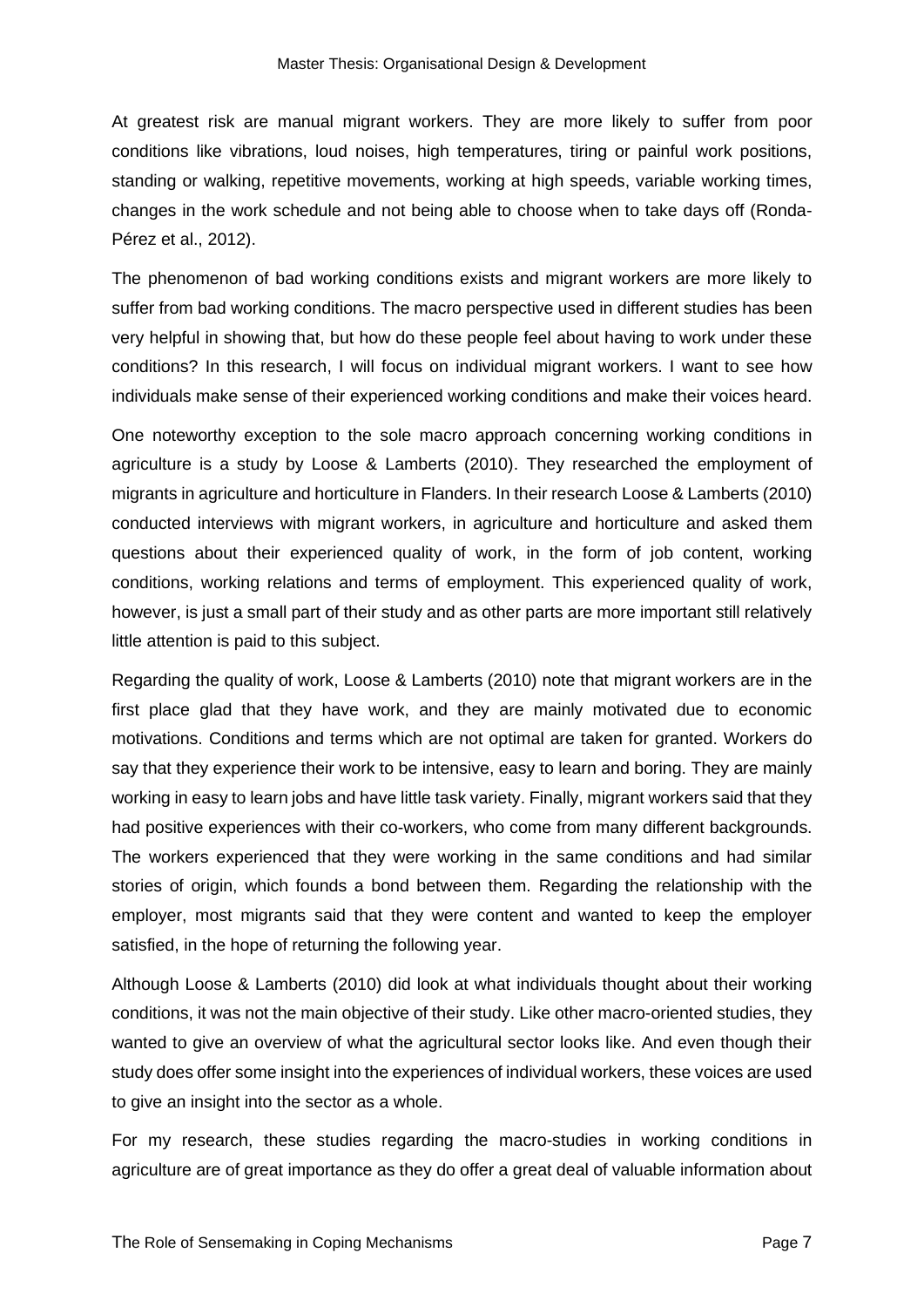At greatest risk are manual migrant workers. They are more likely to suffer from poor conditions like vibrations, loud noises, high temperatures, tiring or painful work positions, standing or walking, repetitive movements, working at high speeds, variable working times, changes in the work schedule and not being able to choose when to take days off (Ronda-Pérez et al., 2012).

The phenomenon of bad working conditions exists and migrant workers are more likely to suffer from bad working conditions. The macro perspective used in different studies has been very helpful in showing that, but how do these people feel about having to work under these conditions? In this research, I will focus on individual migrant workers. I want to see how individuals make sense of their experienced working conditions and make their voices heard.

One noteworthy exception to the sole macro approach concerning working conditions in agriculture is a study by Loose & Lamberts (2010). They researched the employment of migrants in agriculture and horticulture in Flanders. In their research Loose & Lamberts (2010) conducted interviews with migrant workers, in agriculture and horticulture and asked them questions about their experienced quality of work, in the form of job content, working conditions, working relations and terms of employment. This experienced quality of work, however, is just a small part of their study and as other parts are more important still relatively little attention is paid to this subject.

Regarding the quality of work, Loose & Lamberts (2010) note that migrant workers are in the first place glad that they have work, and they are mainly motivated due to economic motivations. Conditions and terms which are not optimal are taken for granted. Workers do say that they experience their work to be intensive, easy to learn and boring. They are mainly working in easy to learn jobs and have little task variety. Finally, migrant workers said that they had positive experiences with their co-workers, who come from many different backgrounds. The workers experienced that they were working in the same conditions and had similar stories of origin, which founds a bond between them. Regarding the relationship with the employer, most migrants said that they were content and wanted to keep the employer satisfied, in the hope of returning the following year.

Although Loose & Lamberts (2010) did look at what individuals thought about their working conditions, it was not the main objective of their study. Like other macro-oriented studies, they wanted to give an overview of what the agricultural sector looks like. And even though their study does offer some insight into the experiences of individual workers, these voices are used to give an insight into the sector as a whole.

For my research, these studies regarding the macro-studies in working conditions in agriculture are of great importance as they do offer a great deal of valuable information about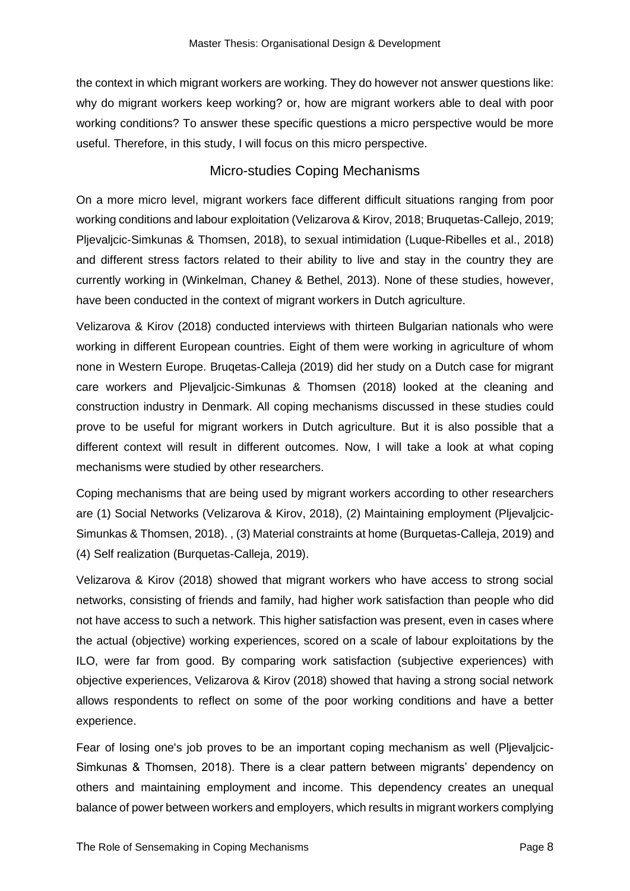the context in which migrant workers are working. They do however not answer questions like: why do migrant workers keep working? or, how are migrant workers able to deal with poor working conditions? To answer these specific questions a micro perspective would be more useful. Therefore, in this study, I will focus on this micro perspective.

## Micro-studies Coping Mechanisms

On a more micro level, migrant workers face different difficult situations ranging from poor working conditions and labour exploitation (Velizarova & Kirov, 2018; Bruquetas-Callejo, 2019; Pljevaljcic-Simkunas & Thomsen, 2018), to sexual intimidation (Luque-Ribelles et al., 2018) and different stress factors related to their ability to live and stay in the country they are currently working in (Winkelman, Chaney & Bethel, 2013). None of these studies, however, have been conducted in the context of migrant workers in Dutch agriculture.

Velizarova & Kirov (2018) conducted interviews with thirteen Bulgarian nationals who were working in different European countries. Eight of them were working in agriculture of whom none in Western Europe. Bruqetas-Calleja (2019) did her study on a Dutch case for migrant care workers and Pljevaljcic-Simkunas & Thomsen (2018) looked at the cleaning and construction industry in Denmark. All coping mechanisms discussed in these studies could prove to be useful for migrant workers in Dutch agriculture. But it is also possible that a different context will result in different outcomes. Now, I will take a look at what coping mechanisms were studied by other researchers.

Coping mechanisms that are being used by migrant workers according to other researchers are (1) Social Networks (Velizarova & Kirov, 2018), (2) Maintaining employment (Pljevaljcic-Simunkas & Thomsen, 2018). , (3) Material constraints at home (Burquetas-Calleja, 2019) and (4) Self realization (Burquetas-Calleja, 2019).

Velizarova & Kirov (2018) showed that migrant workers who have access to strong social networks, consisting of friends and family, had higher work satisfaction than people who did not have access to such a network. This higher satisfaction was present, even in cases where the actual (objective) working experiences, scored on a scale of labour exploitations by the ILO, were far from good. By comparing work satisfaction (subjective experiences) with objective experiences, Velizarova & Kirov (2018) showed that having a strong social network allows respondents to reflect on some of the poor working conditions and have a better experience.

Fear of losing one's job proves to be an important coping mechanism as well (Pljevaljcic-Simkunas & Thomsen, 2018). There is a clear pattern between migrants' dependency on others and maintaining employment and income. This dependency creates an unequal balance of power between workers and employers, which results in migrant workers complying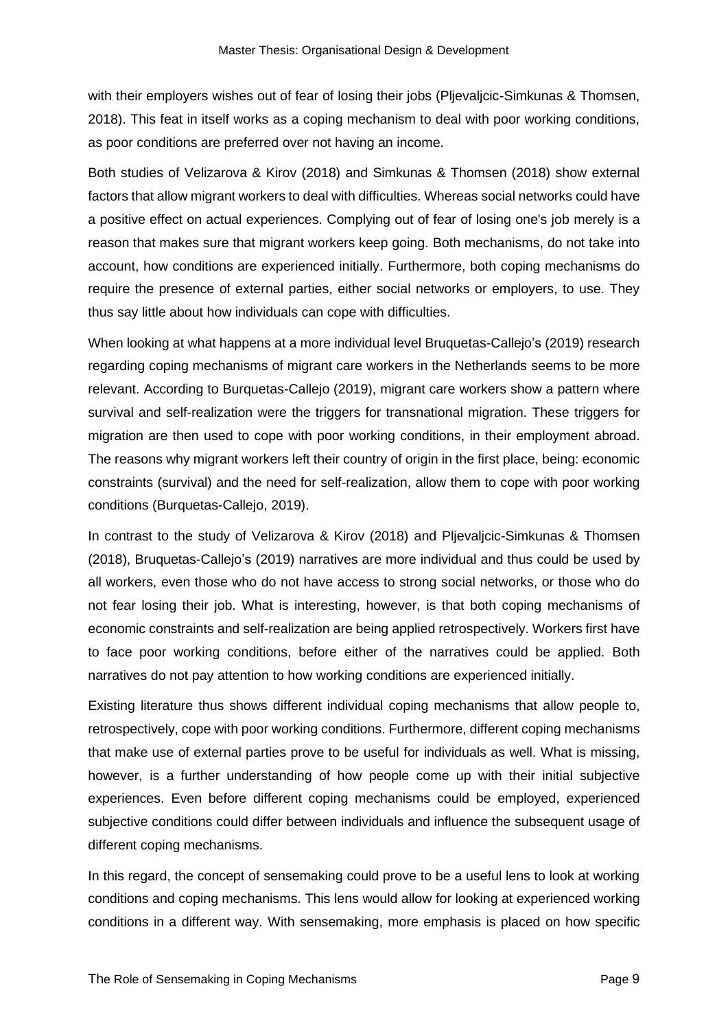with their employers wishes out of fear of losing their jobs (Pljevaljcic-Simkunas & Thomsen, 2018). This feat in itself works as a coping mechanism to deal with poor working conditions, as poor conditions are preferred over not having an income.

Both studies of Velizarova & Kirov (2018) and Simkunas & Thomsen (2018) show external factors that allow migrant workers to deal with difficulties. Whereas social networks could have a positive effect on actual experiences. Complying out of fear of losing one's job merely is a reason that makes sure that migrant workers keep going. Both mechanisms, do not take into account, how conditions are experienced initially. Furthermore, both coping mechanisms do require the presence of external parties, either social networks or employers, to use. They thus say little about how individuals can cope with difficulties.

When looking at what happens at a more individual level Bruquetas-Callejo's (2019) research regarding coping mechanisms of migrant care workers in the Netherlands seems to be more relevant. According to Burquetas-Callejo (2019), migrant care workers show a pattern where survival and self-realization were the triggers for transnational migration. These triggers for migration are then used to cope with poor working conditions, in their employment abroad. The reasons why migrant workers left their country of origin in the first place, being: economic constraints (survival) and the need for self-realization, allow them to cope with poor working conditions (Burquetas-Callejo, 2019).

In contrast to the study of Velizarova & Kirov (2018) and Pljevaljcic-Simkunas & Thomsen (2018), Bruquetas-Callejo's (2019) narratives are more individual and thus could be used by all workers, even those who do not have access to strong social networks, or those who do not fear losing their job. What is interesting, however, is that both coping mechanisms of economic constraints and self-realization are being applied retrospectively. Workers first have to face poor working conditions, before either of the narratives could be applied. Both narratives do not pay attention to how working conditions are experienced initially.

Existing literature thus shows different individual coping mechanisms that allow people to, retrospectively, cope with poor working conditions. Furthermore, different coping mechanisms that make use of external parties prove to be useful for individuals as well. What is missing, however, is a further understanding of how people come up with their initial subjective experiences. Even before different coping mechanisms could be employed, experienced subjective conditions could differ between individuals and influence the subsequent usage of different coping mechanisms.

In this regard, the concept of sensemaking could prove to be a useful lens to look at working conditions and coping mechanisms. This lens would allow for looking at experienced working conditions in a different way. With sensemaking, more emphasis is placed on how specific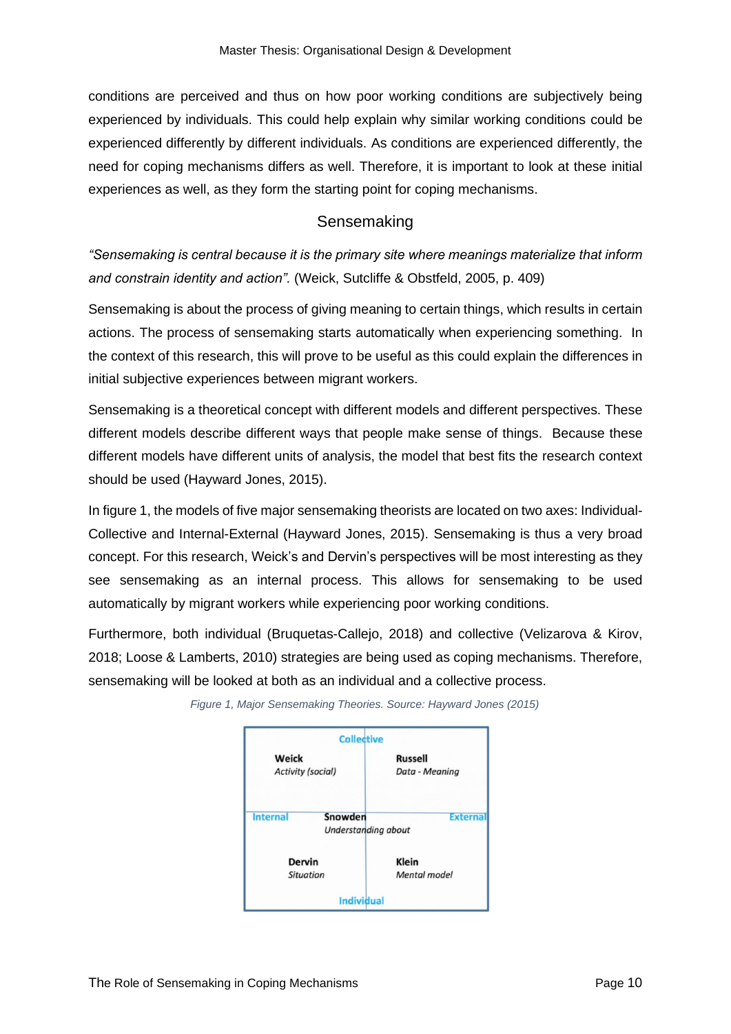conditions are perceived and thus on how poor working conditions are subjectively being experienced by individuals. This could help explain why similar working conditions could be experienced differently by different individuals. As conditions are experienced differently, the need for coping mechanisms differs as well. Therefore, it is important to look at these initial experiences as well, as they form the starting point for coping mechanisms.

## Sensemaking

*"Sensemaking is central because it is the primary site where meanings materialize that inform and constrain identity and action".* (Weick, Sutcliffe & Obstfeld, 2005, p. 409)

Sensemaking is about the process of giving meaning to certain things, which results in certain actions. The process of sensemaking starts automatically when experiencing something. In the context of this research, this will prove to be useful as this could explain the differences in initial subjective experiences between migrant workers.

Sensemaking is a theoretical concept with different models and different perspectives. These different models describe different ways that people make sense of things. Because these different models have different units of analysis, the model that best fits the research context should be used (Hayward Jones, 2015).

In figure 1, the models of five major sensemaking theorists are located on two axes: Individual-Collective and Internal-External (Hayward Jones, 2015). Sensemaking is thus a very broad concept. For this research, Weick's and Dervin's perspectives will be most interesting as they see sensemaking as an internal process. This allows for sensemaking to be used automatically by migrant workers while experiencing poor working conditions.

Furthermore, both individual (Bruquetas-Callejo, 2018) and collective (Velizarova & Kirov, 2018; Loose & Lamberts, 2010) strategies are being used as coping mechanisms. Therefore, sensemaking will be looked at both as an individual and a collective process.

*Figure 1, Major Sensemaking Theories. Source: Hayward Jones (2015)*

| | Collective | |
|---|---|---|
| **Weick** *Activity (social)* | | **Russell** *Data - Meaning* |
| Internal | **Snowden** *Understanding about* | External |
| **Dervin** *Situation* | | **Klein** *Mental model* |
| | Individual | |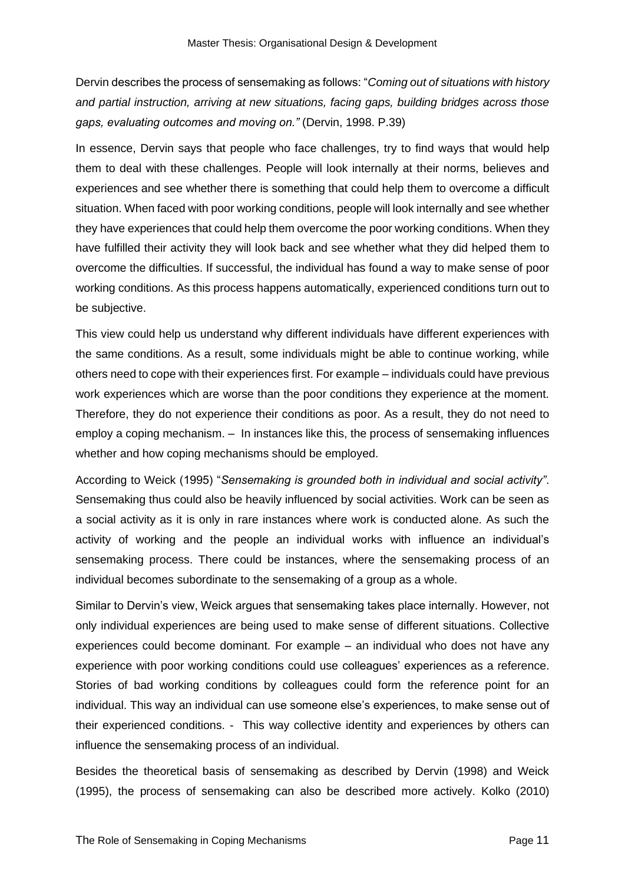Dervin describes the process of sensemaking as follows: "*Coming out of situations with history and partial instruction, arriving at new situations, facing gaps, building bridges across those gaps, evaluating outcomes and moving on."* (Dervin, 1998. P.39)

In essence, Dervin says that people who face challenges, try to find ways that would help them to deal with these challenges. People will look internally at their norms, believes and experiences and see whether there is something that could help them to overcome a difficult situation. When faced with poor working conditions, people will look internally and see whether they have experiences that could help them overcome the poor working conditions. When they have fulfilled their activity they will look back and see whether what they did helped them to overcome the difficulties. If successful, the individual has found a way to make sense of poor working conditions. As this process happens automatically, experienced conditions turn out to be subjective.

This view could help us understand why different individuals have different experiences with the same conditions. As a result, some individuals might be able to continue working, while others need to cope with their experiences first. For example – individuals could have previous work experiences which are worse than the poor conditions they experience at the moment. Therefore, they do not experience their conditions as poor. As a result, they do not need to employ a coping mechanism. – In instances like this, the process of sensemaking influences whether and how coping mechanisms should be employed.

According to Weick (1995) "*Sensemaking is grounded both in individual and social activity"*. Sensemaking thus could also be heavily influenced by social activities. Work can be seen as a social activity as it is only in rare instances where work is conducted alone. As such the activity of working and the people an individual works with influence an individual's sensemaking process. There could be instances, where the sensemaking process of an individual becomes subordinate to the sensemaking of a group as a whole.

Similar to Dervin's view, Weick argues that sensemaking takes place internally. However, not only individual experiences are being used to make sense of different situations. Collective experiences could become dominant. For example – an individual who does not have any experience with poor working conditions could use colleagues' experiences as a reference. Stories of bad working conditions by colleagues could form the reference point for an individual. This way an individual can use someone else's experiences, to make sense out of their experienced conditions. - This way collective identity and experiences by others can influence the sensemaking process of an individual.

Besides the theoretical basis of sensemaking as described by Dervin (1998) and Weick (1995), the process of sensemaking can also be described more actively. Kolko (2010)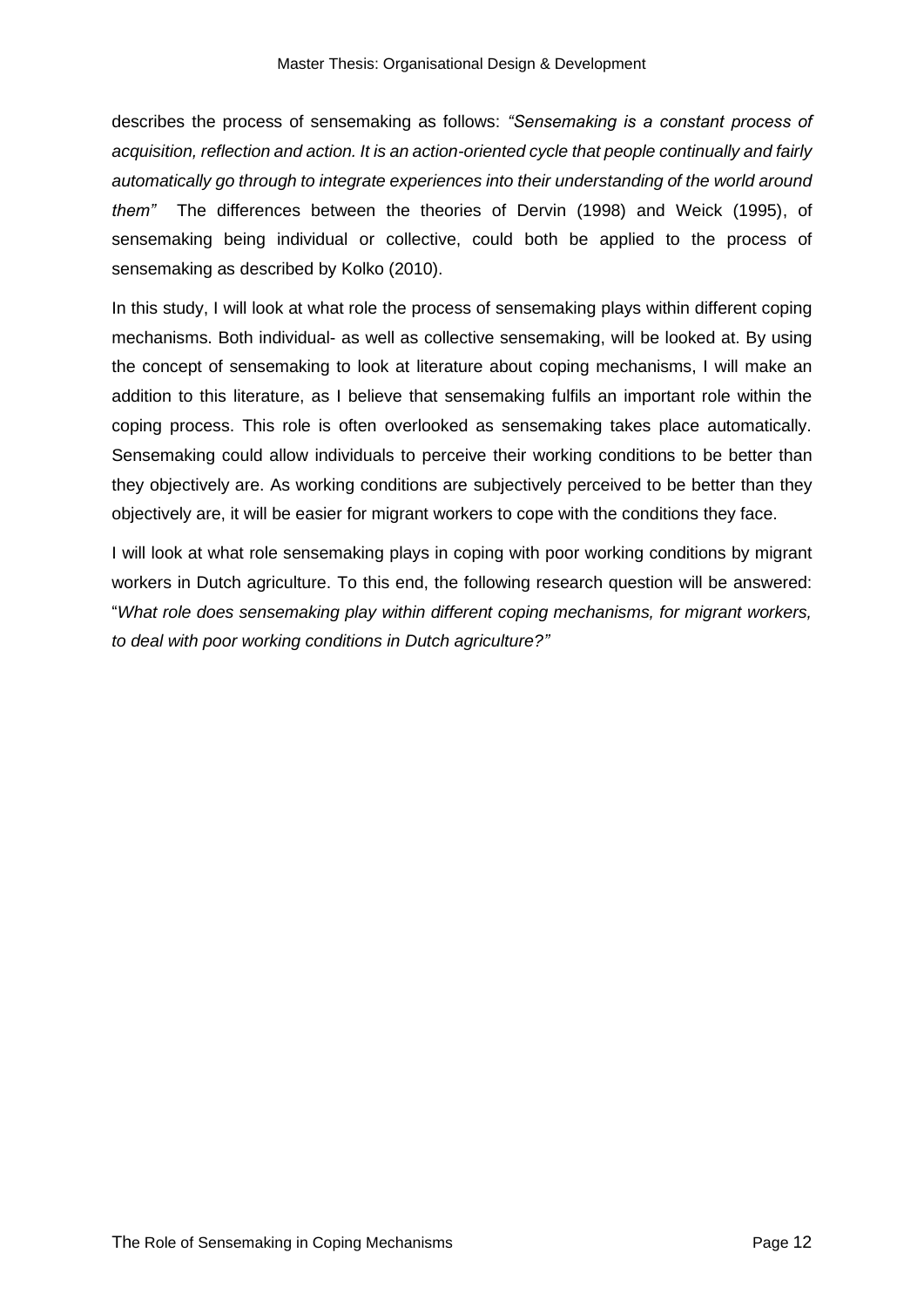describes the process of sensemaking as follows: *"Sensemaking is a constant process of acquisition, reflection and action. It is an action-oriented cycle that people continually and fairly automatically go through to integrate experiences into their understanding of the world around them"* The differences between the theories of Dervin (1998) and Weick (1995), of sensemaking being individual or collective, could both be applied to the process of sensemaking as described by Kolko (2010).

In this study, I will look at what role the process of sensemaking plays within different coping mechanisms. Both individual- as well as collective sensemaking, will be looked at. By using the concept of sensemaking to look at literature about coping mechanisms, I will make an addition to this literature, as I believe that sensemaking fulfils an important role within the coping process. This role is often overlooked as sensemaking takes place automatically. Sensemaking could allow individuals to perceive their working conditions to be better than they objectively are. As working conditions are subjectively perceived to be better than they objectively are, it will be easier for migrant workers to cope with the conditions they face.

I will look at what role sensemaking plays in coping with poor working conditions by migrant workers in Dutch agriculture. To this end, the following research question will be answered: "*What role does sensemaking play within different coping mechanisms, for migrant workers, to deal with poor working conditions in Dutch agriculture?"*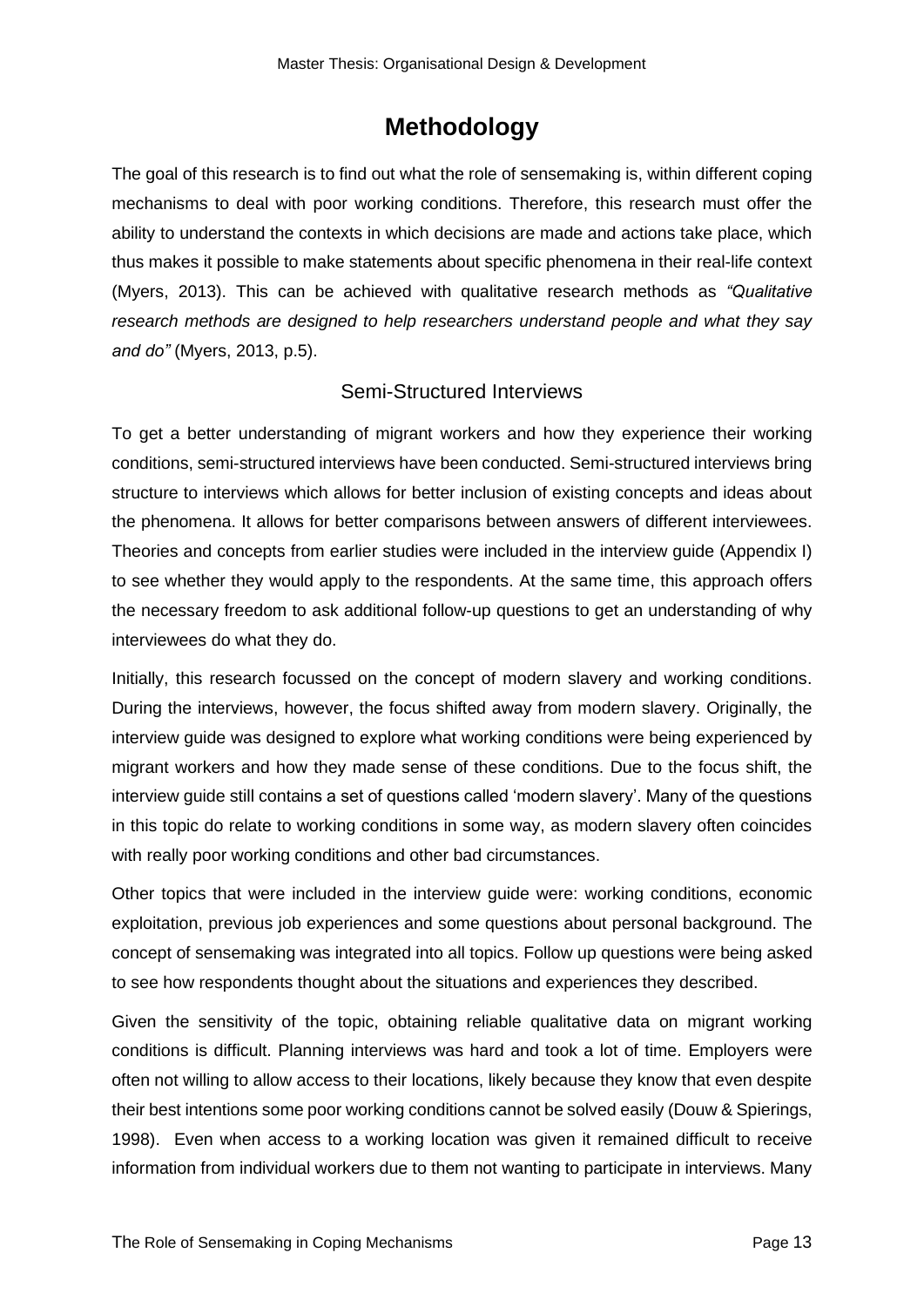# Methodology

The goal of this research is to find out what the role of sensemaking is, within different coping mechanisms to deal with poor working conditions. Therefore, this research must offer the ability to understand the contexts in which decisions are made and actions take place, which thus makes it possible to make statements about specific phenomena in their real-life context (Myers, 2013). This can be achieved with qualitative research methods as *"Qualitative research methods are designed to help researchers understand people and what they say and do"* (Myers, 2013, p.5).

## Semi-Structured Interviews

To get a better understanding of migrant workers and how they experience their working conditions, semi-structured interviews have been conducted. Semi-structured interviews bring structure to interviews which allows for better inclusion of existing concepts and ideas about the phenomena. It allows for better comparisons between answers of different interviewees. Theories and concepts from earlier studies were included in the interview guide (Appendix I) to see whether they would apply to the respondents. At the same time, this approach offers the necessary freedom to ask additional follow-up questions to get an understanding of why interviewees do what they do.

Initially, this research focussed on the concept of modern slavery and working conditions. During the interviews, however, the focus shifted away from modern slavery. Originally, the interview guide was designed to explore what working conditions were being experienced by migrant workers and how they made sense of these conditions. Due to the focus shift, the interview guide still contains a set of questions called 'modern slavery'. Many of the questions in this topic do relate to working conditions in some way, as modern slavery often coincides with really poor working conditions and other bad circumstances.

Other topics that were included in the interview guide were: working conditions, economic exploitation, previous job experiences and some questions about personal background. The concept of sensemaking was integrated into all topics. Follow up questions were being asked to see how respondents thought about the situations and experiences they described.

Given the sensitivity of the topic, obtaining reliable qualitative data on migrant working conditions is difficult. Planning interviews was hard and took a lot of time. Employers were often not willing to allow access to their locations, likely because they know that even despite their best intentions some poor working conditions cannot be solved easily (Douw & Spierings, 1998). Even when access to a working location was given it remained difficult to receive information from individual workers due to them not wanting to participate in interviews. Many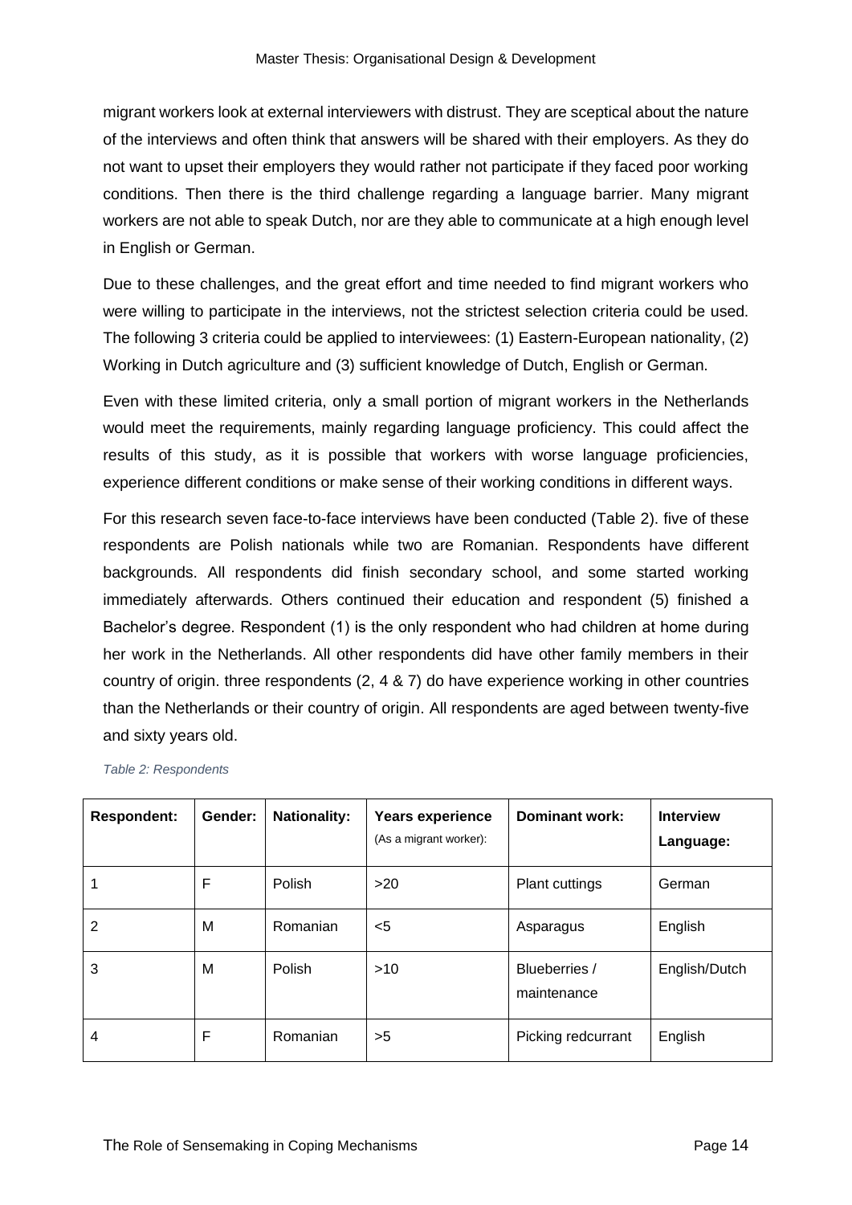migrant workers look at external interviewers with distrust. They are sceptical about the nature of the interviews and often think that answers will be shared with their employers. As they do not want to upset their employers they would rather not participate if they faced poor working conditions. Then there is the third challenge regarding a language barrier. Many migrant workers are not able to speak Dutch, nor are they able to communicate at a high enough level in English or German.

Due to these challenges, and the great effort and time needed to find migrant workers who were willing to participate in the interviews, not the strictest selection criteria could be used. The following 3 criteria could be applied to interviewees: (1) Eastern-European nationality, (2) Working in Dutch agriculture and (3) sufficient knowledge of Dutch, English or German.

Even with these limited criteria, only a small portion of migrant workers in the Netherlands would meet the requirements, mainly regarding language proficiency. This could affect the results of this study, as it is possible that workers with worse language proficiencies, experience different conditions or make sense of their working conditions in different ways.

For this research seven face-to-face interviews have been conducted (Table 2). five of these respondents are Polish nationals while two are Romanian. Respondents have different backgrounds. All respondents did finish secondary school, and some started working immediately afterwards. Others continued their education and respondent (5) finished a Bachelor's degree. Respondent (1) is the only respondent who had children at home during her work in the Netherlands. All other respondents did have other family members in their country of origin. three respondents (2, 4 & 7) do have experience working in other countries than the Netherlands or their country of origin. All respondents are aged between twenty-five and sixty years old.

*Table 2: Respondents*

| Respondent: | Gender: | Nationality: | Years experience (As a migrant worker): | Dominant work: | Interview Language: |
|---|---|---|---|---|---|
| 1 | F | Polish | >20 | Plant cuttings | German |
| 2 | M | Romanian | <5 | Asparagus | English |
| 3 | M | Polish | >10 | Blueberries / maintenance | English/Dutch |
| 4 | F | Romanian | >5 | Picking redcurrant | English |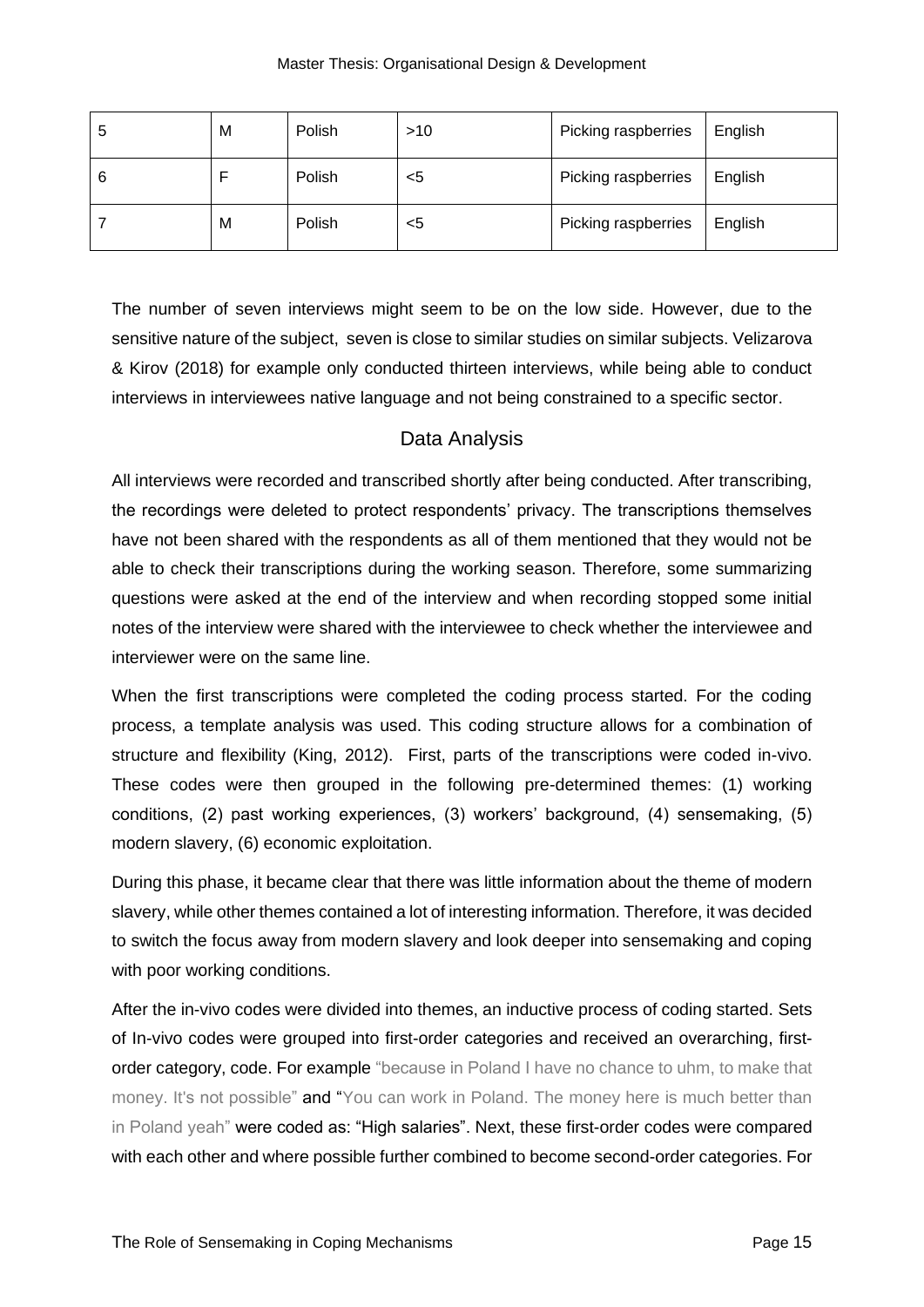| 5 | M | Polish | >10 | Picking raspberries | English |
|---|---|---|---|---|---|
| 6 | F | Polish | <5 | Picking raspberries | English |
| 7 | M | Polish | <5 | Picking raspberries | English |

The number of seven interviews might seem to be on the low side. However, due to the sensitive nature of the subject, seven is close to similar studies on similar subjects. Velizarova & Kirov (2018) for example only conducted thirteen interviews, while being able to conduct interviews in interviewees native language and not being constrained to a specific sector.

## Data Analysis

All interviews were recorded and transcribed shortly after being conducted. After transcribing, the recordings were deleted to protect respondents' privacy. The transcriptions themselves have not been shared with the respondents as all of them mentioned that they would not be able to check their transcriptions during the working season. Therefore, some summarizing questions were asked at the end of the interview and when recording stopped some initial notes of the interview were shared with the interviewee to check whether the interviewee and interviewer were on the same line.

When the first transcriptions were completed the coding process started. For the coding process, a template analysis was used. This coding structure allows for a combination of structure and flexibility (King, 2012). First, parts of the transcriptions were coded in-vivo. These codes were then grouped in the following pre-determined themes: (1) working conditions, (2) past working experiences, (3) workers' background, (4) sensemaking, (5) modern slavery, (6) economic exploitation.

During this phase, it became clear that there was little information about the theme of modern slavery, while other themes contained a lot of interesting information. Therefore, it was decided to switch the focus away from modern slavery and look deeper into sensemaking and coping with poor working conditions.

After the in-vivo codes were divided into themes, an inductive process of coding started. Sets of In-vivo codes were grouped into first-order categories and received an overarching, first-order category, code. For example "because in Poland I have no chance to uhm, to make that money. It's not possible" and "You can work in Poland. The money here is much better than in Poland yeah" were coded as: "High salaries". Next, these first-order codes were compared with each other and where possible further combined to become second-order categories. For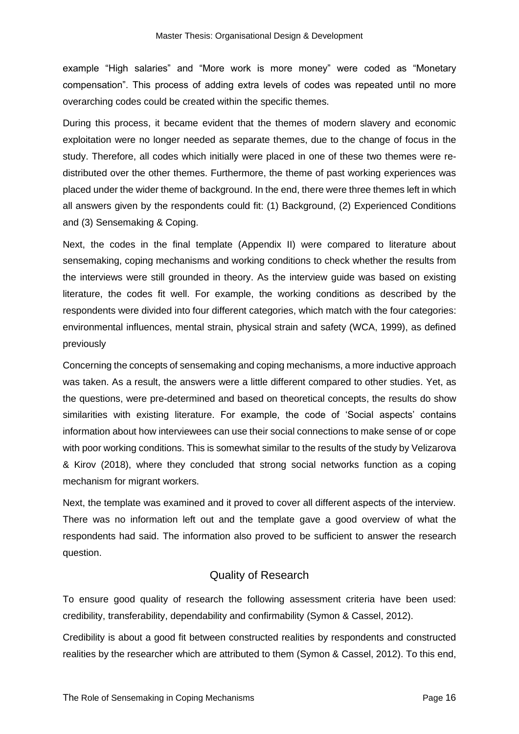example "High salaries" and "More work is more money" were coded as "Monetary compensation". This process of adding extra levels of codes was repeated until no more overarching codes could be created within the specific themes.

During this process, it became evident that the themes of modern slavery and economic exploitation were no longer needed as separate themes, due to the change of focus in the study. Therefore, all codes which initially were placed in one of these two themes were re-distributed over the other themes. Furthermore, the theme of past working experiences was placed under the wider theme of background. In the end, there were three themes left in which all answers given by the respondents could fit: (1) Background, (2) Experienced Conditions and (3) Sensemaking & Coping.

Next, the codes in the final template (Appendix II) were compared to literature about sensemaking, coping mechanisms and working conditions to check whether the results from the interviews were still grounded in theory. As the interview guide was based on existing literature, the codes fit well. For example, the working conditions as described by the respondents were divided into four different categories, which match with the four categories: environmental influences, mental strain, physical strain and safety (WCA, 1999), as defined previously

Concerning the concepts of sensemaking and coping mechanisms, a more inductive approach was taken. As a result, the answers were a little different compared to other studies. Yet, as the questions, were pre-determined and based on theoretical concepts, the results do show similarities with existing literature. For example, the code of 'Social aspects' contains information about how interviewees can use their social connections to make sense of or cope with poor working conditions. This is somewhat similar to the results of the study by Velizarova & Kirov (2018), where they concluded that strong social networks function as a coping mechanism for migrant workers.

Next, the template was examined and it proved to cover all different aspects of the interview. There was no information left out and the template gave a good overview of what the respondents had said. The information also proved to be sufficient to answer the research question.

## Quality of Research

To ensure good quality of research the following assessment criteria have been used: credibility, transferability, dependability and confirmability (Symon & Cassel, 2012).

Credibility is about a good fit between constructed realities by respondents and constructed realities by the researcher which are attributed to them (Symon & Cassel, 2012). To this end,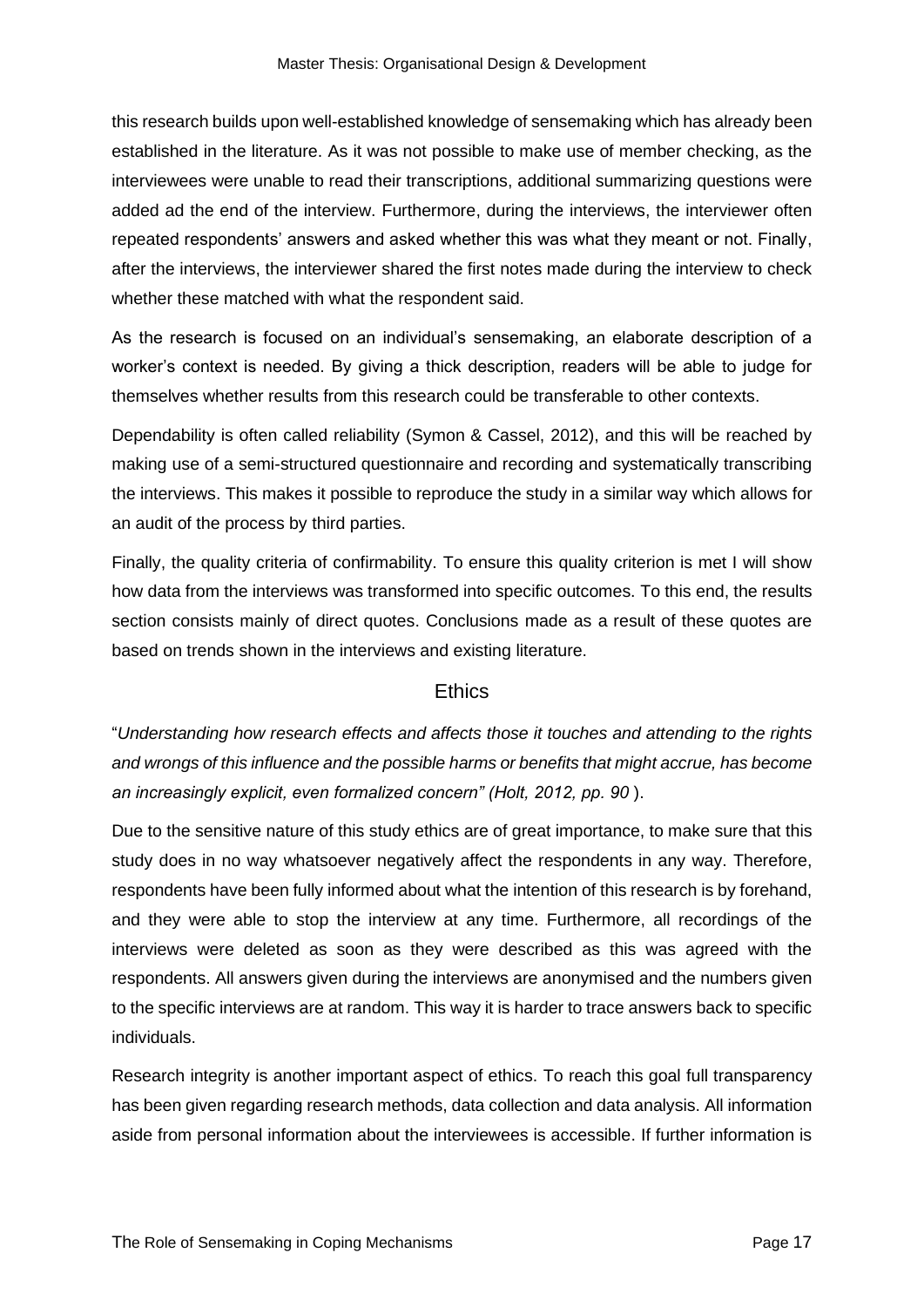this research builds upon well-established knowledge of sensemaking which has already been established in the literature. As it was not possible to make use of member checking, as the interviewees were unable to read their transcriptions, additional summarizing questions were added ad the end of the interview. Furthermore, during the interviews, the interviewer often repeated respondents' answers and asked whether this was what they meant or not. Finally, after the interviews, the interviewer shared the first notes made during the interview to check whether these matched with what the respondent said.

As the research is focused on an individual's sensemaking, an elaborate description of a worker's context is needed. By giving a thick description, readers will be able to judge for themselves whether results from this research could be transferable to other contexts.

Dependability is often called reliability (Symon & Cassel, 2012), and this will be reached by making use of a semi-structured questionnaire and recording and systematically transcribing the interviews. This makes it possible to reproduce the study in a similar way which allows for an audit of the process by third parties.

Finally, the quality criteria of confirmability. To ensure this quality criterion is met I will show how data from the interviews was transformed into specific outcomes. To this end, the results section consists mainly of direct quotes. Conclusions made as a result of these quotes are based on trends shown in the interviews and existing literature.

## Ethics

"*Understanding how research effects and affects those it touches and attending to the rights and wrongs of this influence and the possible harms or benefits that might accrue, has become an increasingly explicit, even formalized concern" (Holt, 2012, pp. 90* ).

Due to the sensitive nature of this study ethics are of great importance, to make sure that this study does in no way whatsoever negatively affect the respondents in any way. Therefore, respondents have been fully informed about what the intention of this research is by forehand, and they were able to stop the interview at any time. Furthermore, all recordings of the interviews were deleted as soon as they were described as this was agreed with the respondents. All answers given during the interviews are anonymised and the numbers given to the specific interviews are at random. This way it is harder to trace answers back to specific individuals.

Research integrity is another important aspect of ethics. To reach this goal full transparency has been given regarding research methods, data collection and data analysis. All information aside from personal information about the interviewees is accessible. If further information is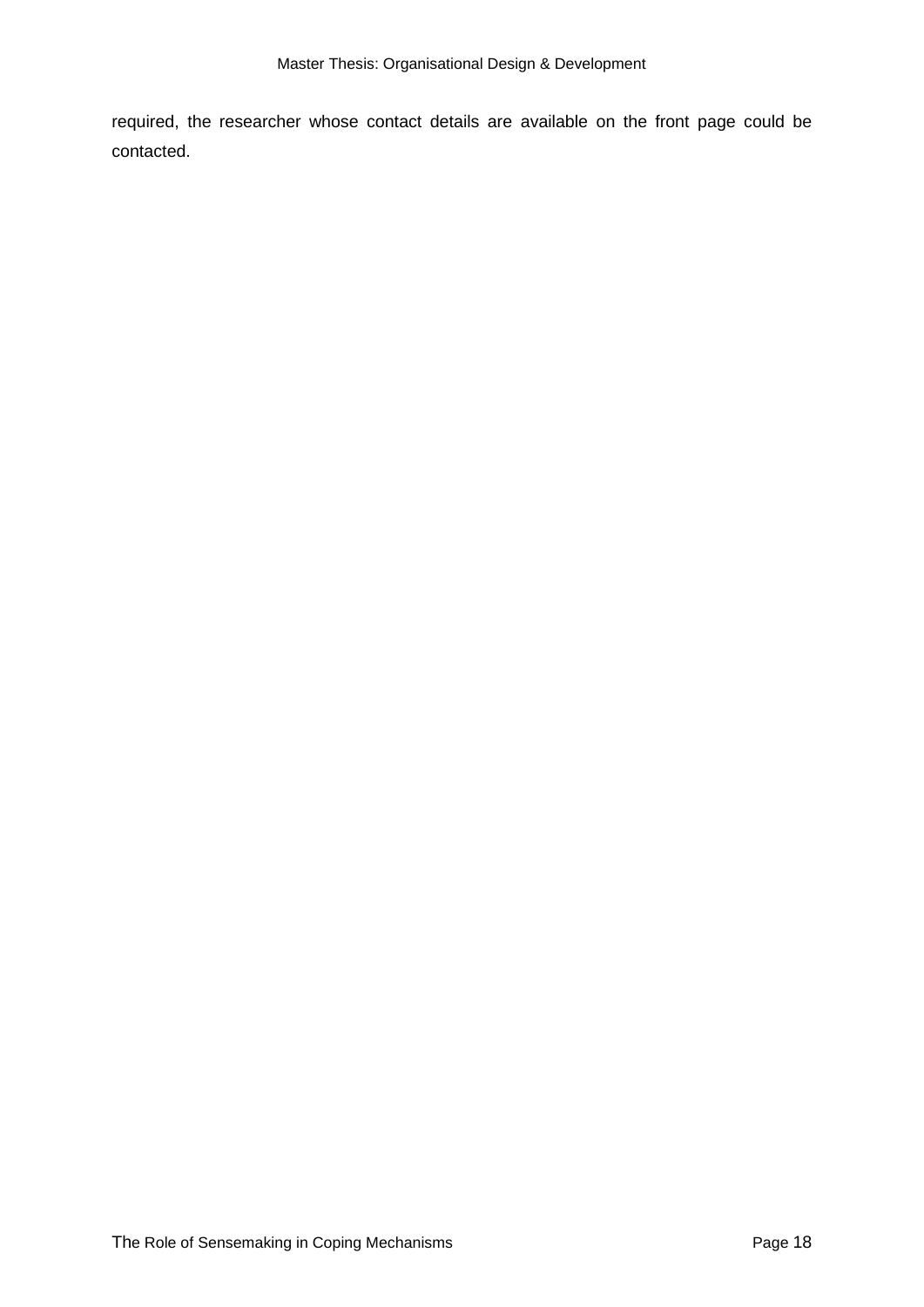required, the researcher whose contact details are available on the front page could be contacted.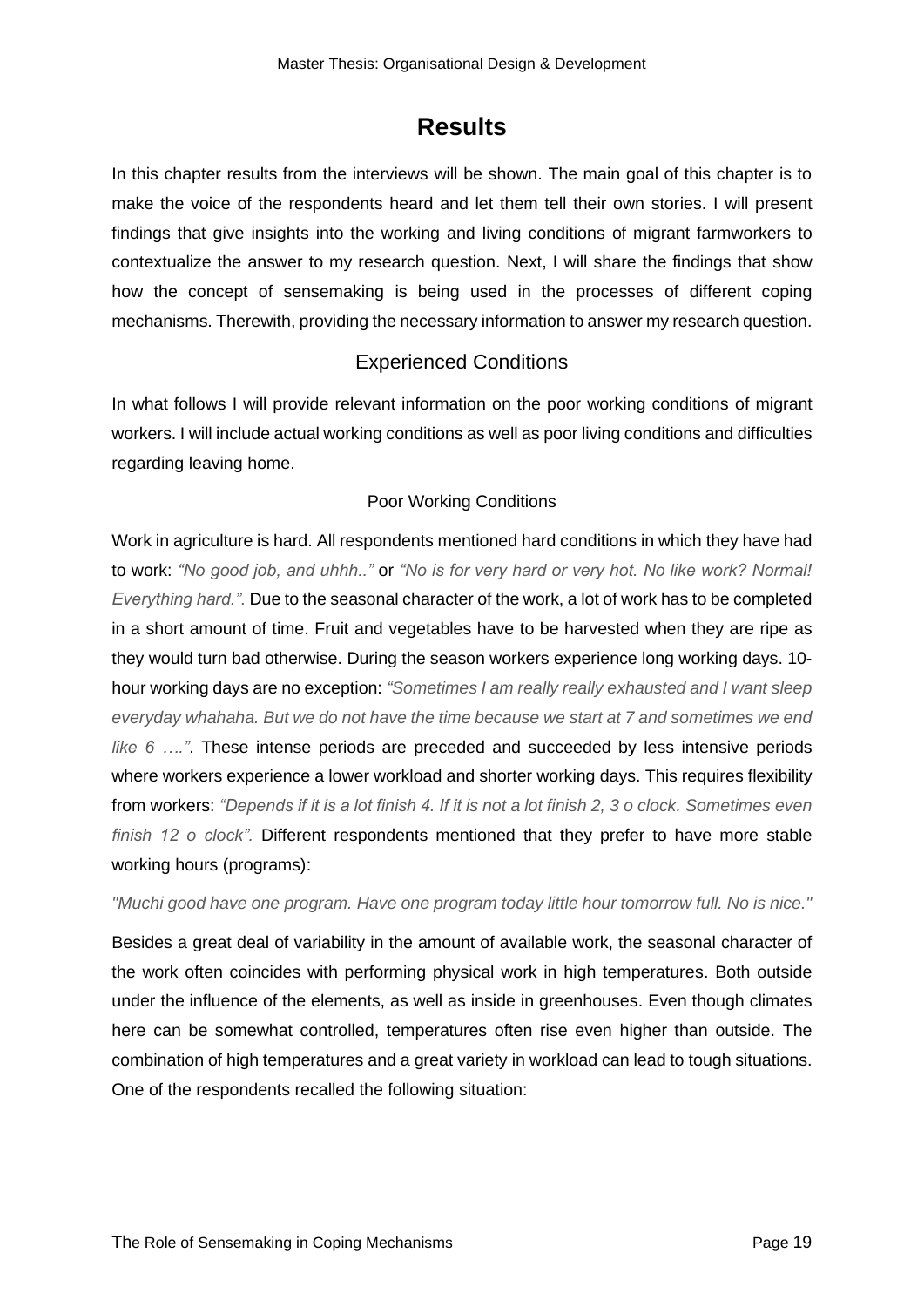# Results

In this chapter results from the interviews will be shown. The main goal of this chapter is to make the voice of the respondents heard and let them tell their own stories. I will present findings that give insights into the working and living conditions of migrant farmworkers to contextualize the answer to my research question. Next, I will share the findings that show how the concept of sensemaking is being used in the processes of different coping mechanisms. Therewith, providing the necessary information to answer my research question.

## Experienced Conditions

In what follows I will provide relevant information on the poor working conditions of migrant workers. I will include actual working conditions as well as poor living conditions and difficulties regarding leaving home.

### Poor Working Conditions

Work in agriculture is hard. All respondents mentioned hard conditions in which they have had to work: *"No good job, and uhhh.."* or *"No is for very hard or very hot. No like work? Normal! Everything hard.".* Due to the seasonal character of the work, a lot of work has to be completed in a short amount of time. Fruit and vegetables have to be harvested when they are ripe as they would turn bad otherwise. During the season workers experience long working days. 10-hour working days are no exception: *"Sometimes I am really really exhausted and I want sleep everyday whahaha. But we do not have the time because we start at 7 and sometimes we end like 6 …."*. These intense periods are preceded and succeeded by less intensive periods where workers experience a lower workload and shorter working days. This requires flexibility from workers: *"Depends if it is a lot finish 4. If it is not a lot finish 2, 3 o clock. Sometimes even finish 12 o clock".* Different respondents mentioned that they prefer to have more stable working hours (programs):

*"Muchi good have one program. Have one program today little hour tomorrow full. No is nice."*

Besides a great deal of variability in the amount of available work, the seasonal character of the work often coincides with performing physical work in high temperatures. Both outside under the influence of the elements, as well as inside in greenhouses. Even though climates here can be somewhat controlled, temperatures often rise even higher than outside. The combination of high temperatures and a great variety in workload can lead to tough situations. One of the respondents recalled the following situation: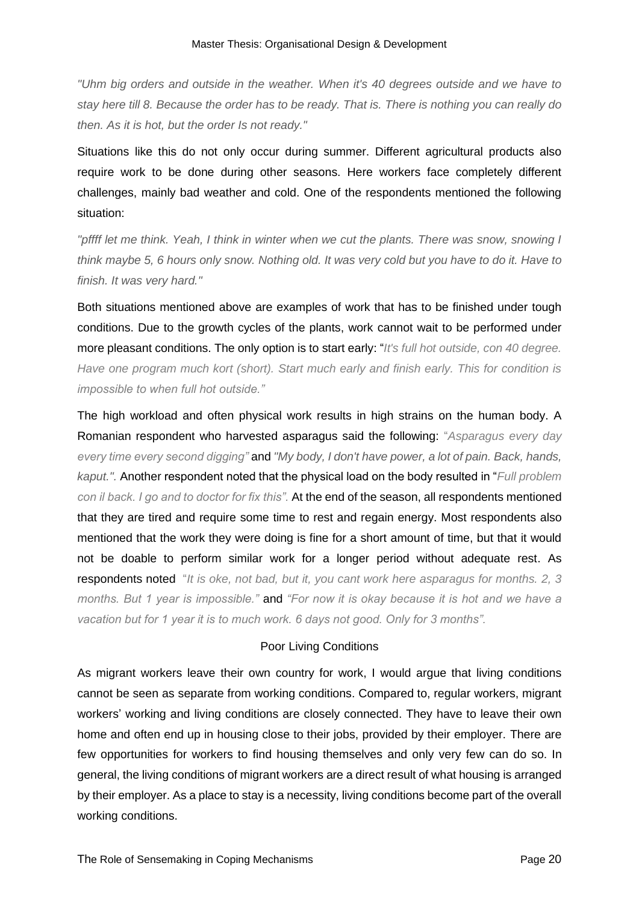*"Uhm big orders and outside in the weather. When it's 40 degrees outside and we have to stay here till 8. Because the order has to be ready. That is. There is nothing you can really do then. As it is hot, but the order Is not ready."*

Situations like this do not only occur during summer. Different agricultural products also require work to be done during other seasons. Here workers face completely different challenges, mainly bad weather and cold. One of the respondents mentioned the following situation:

*"pffff let me think. Yeah, I think in winter when we cut the plants. There was snow, snowing I think maybe 5, 6 hours only snow. Nothing old. It was very cold but you have to do it. Have to finish. It was very hard."*

Both situations mentioned above are examples of work that has to be finished under tough conditions. Due to the growth cycles of the plants, work cannot wait to be performed under more pleasant conditions. The only option is to start early: "*It's full hot outside, con 40 degree. Have one program much kort (short). Start much early and finish early. This for condition is impossible to when full hot outside."*

The high workload and often physical work results in high strains on the human body. A Romanian respondent who harvested asparagus said the following: "*Asparagus every day every time every second digging"* and *"My body, I don't have power, a lot of pain. Back, hands, kaput.".* Another respondent noted that the physical load on the body resulted in "*Full problem con il back. I go and to doctor for fix this".* At the end of the season, all respondents mentioned that they are tired and require some time to rest and regain energy. Most respondents also mentioned that the work they were doing is fine for a short amount of time, but that it would not be doable to perform similar work for a longer period without adequate rest. As respondents noted "*It is oke, not bad, but it, you cant work here asparagus for months. 2, 3 months. But 1 year is impossible."* and *"For now it is okay because it is hot and we have a vacation but for 1 year it is to much work. 6 days not good. Only for 3 months".*

### Poor Living Conditions

As migrant workers leave their own country for work, I would argue that living conditions cannot be seen as separate from working conditions. Compared to, regular workers, migrant workers' working and living conditions are closely connected. They have to leave their own home and often end up in housing close to their jobs, provided by their employer. There are few opportunities for workers to find housing themselves and only very few can do so. In general, the living conditions of migrant workers are a direct result of what housing is arranged by their employer. As a place to stay is a necessity, living conditions become part of the overall working conditions.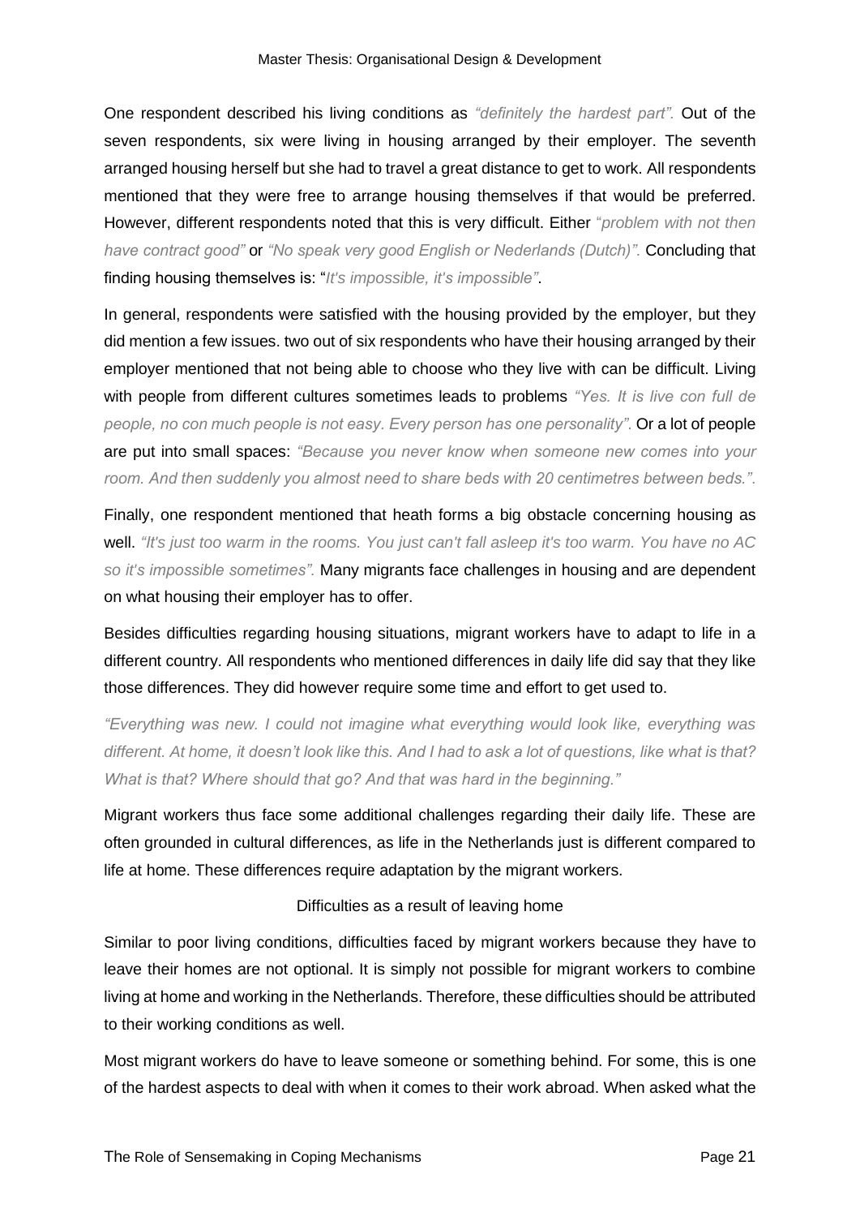One respondent described his living conditions as *"definitely the hardest part".* Out of the seven respondents, six were living in housing arranged by their employer. The seventh arranged housing herself but she had to travel a great distance to get to work. All respondents mentioned that they were free to arrange housing themselves if that would be preferred. However, different respondents noted that this is very difficult. Either "*problem with not then have contract good"* or *"No speak very good English or Nederlands (Dutch)".* Concluding that finding housing themselves is: "*It's impossible, it's impossible"*.

In general, respondents were satisfied with the housing provided by the employer, but they did mention a few issues. two out of six respondents who have their housing arranged by their employer mentioned that not being able to choose who they live with can be difficult. Living with people from different cultures sometimes leads to problems *"Yes. It is live con full de people, no con much people is not easy. Every person has one personality".* Or a lot of people are put into small spaces: *"Because you never know when someone new comes into your room. And then suddenly you almost need to share beds with 20 centimetres between beds."*.

Finally, one respondent mentioned that heath forms a big obstacle concerning housing as well. *"It's just too warm in the rooms. You just can't fall asleep it's too warm. You have no AC so it's impossible sometimes".* Many migrants face challenges in housing and are dependent on what housing their employer has to offer.

Besides difficulties regarding housing situations, migrant workers have to adapt to life in a different country. All respondents who mentioned differences in daily life did say that they like those differences. They did however require some time and effort to get used to.

*"Everything was new. I could not imagine what everything would look like, everything was different. At home, it doesn't look like this. And I had to ask a lot of questions, like what is that? What is that? Where should that go? And that was hard in the beginning."*

Migrant workers thus face some additional challenges regarding their daily life. These are often grounded in cultural differences, as life in the Netherlands just is different compared to life at home. These differences require adaptation by the migrant workers.

### Difficulties as a result of leaving home

Similar to poor living conditions, difficulties faced by migrant workers because they have to leave their homes are not optional. It is simply not possible for migrant workers to combine living at home and working in the Netherlands. Therefore, these difficulties should be attributed to their working conditions as well.

Most migrant workers do have to leave someone or something behind. For some, this is one of the hardest aspects to deal with when it comes to their work abroad. When asked what the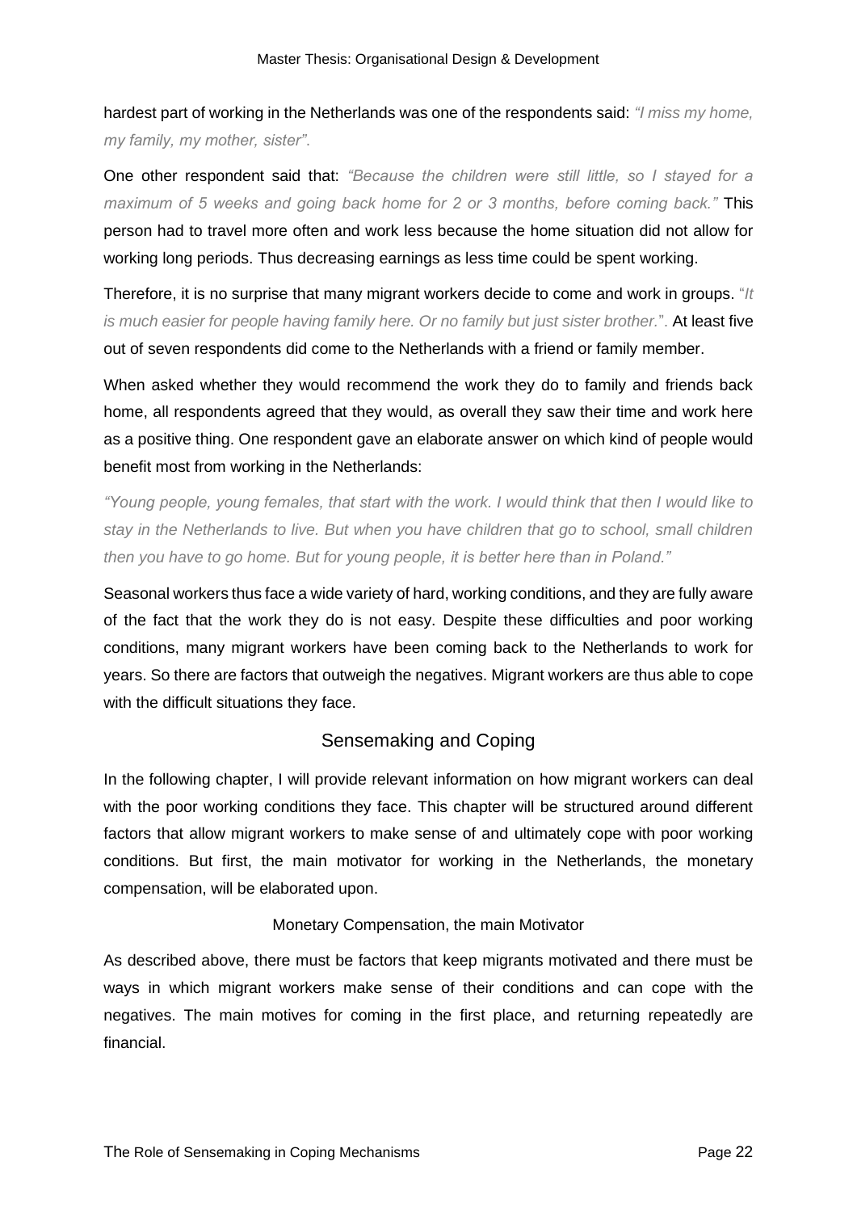hardest part of working in the Netherlands was one of the respondents said: *"I miss my home, my family, my mother, sister".*

One other respondent said that: *"Because the children were still little, so I stayed for a maximum of 5 weeks and going back home for 2 or 3 months, before coming back."* This person had to travel more often and work less because the home situation did not allow for working long periods. Thus decreasing earnings as less time could be spent working.

Therefore, it is no surprise that many migrant workers decide to come and work in groups. "*It is much easier for people having family here. Or no family but just sister brother.*". At least five out of seven respondents did come to the Netherlands with a friend or family member.

When asked whether they would recommend the work they do to family and friends back home, all respondents agreed that they would, as overall they saw their time and work here as a positive thing. One respondent gave an elaborate answer on which kind of people would benefit most from working in the Netherlands:

*"Young people, young females, that start with the work. I would think that then I would like to stay in the Netherlands to live. But when you have children that go to school, small children then you have to go home. But for young people, it is better here than in Poland."*

Seasonal workers thus face a wide variety of hard, working conditions, and they are fully aware of the fact that the work they do is not easy. Despite these difficulties and poor working conditions, many migrant workers have been coming back to the Netherlands to work for years. So there are factors that outweigh the negatives. Migrant workers are thus able to cope with the difficult situations they face.

## Sensemaking and Coping

In the following chapter, I will provide relevant information on how migrant workers can deal with the poor working conditions they face. This chapter will be structured around different factors that allow migrant workers to make sense of and ultimately cope with poor working conditions. But first, the main motivator for working in the Netherlands, the monetary compensation, will be elaborated upon.

### Monetary Compensation, the main Motivator

As described above, there must be factors that keep migrants motivated and there must be ways in which migrant workers make sense of their conditions and can cope with the negatives. The main motives for coming in the first place, and returning repeatedly are financial.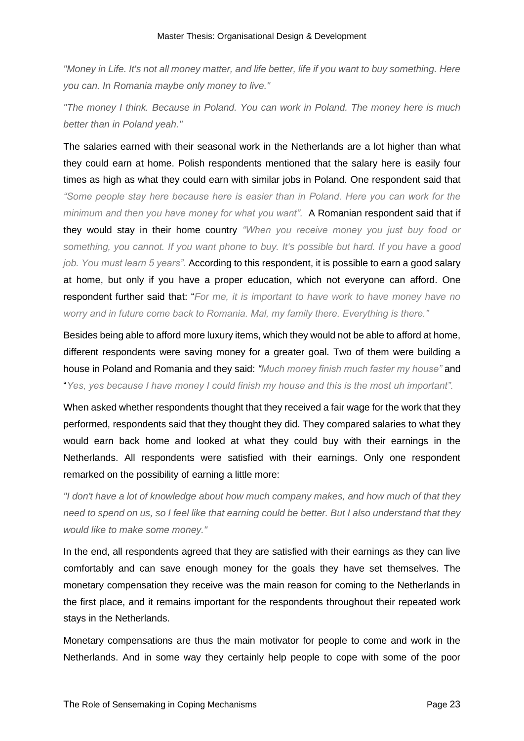*"Money in Life. It's not all money matter, and life better, life if you want to buy something. Here you can. In Romania maybe only money to live."*

*"The money I think. Because in Poland. You can work in Poland. The money here is much better than in Poland yeah."*

The salaries earned with their seasonal work in the Netherlands are a lot higher than what they could earn at home. Polish respondents mentioned that the salary here is easily four times as high as what they could earn with similar jobs in Poland. One respondent said that *"Some people stay here because here is easier than in Poland. Here you can work for the minimum and then you have money for what you want".* A Romanian respondent said that if they would stay in their home country *"When you receive money you just buy food or something, you cannot. If you want phone to buy. It's possible but hard. If you have a good job. You must learn 5 years".* According to this respondent, it is possible to earn a good salary at home, but only if you have a proper education, which not everyone can afford. One respondent further said that: "*For me, it is important to have work to have money have no worry and in future come back to Romania. Mal, my family there. Everything is there."*

Besides being able to afford more luxury items, which they would not be able to afford at home, different respondents were saving money for a greater goal. Two of them were building a house in Poland and Romania and they said: *"Much money finish much faster my house"* and "*Yes, yes because I have money I could finish my house and this is the most uh important".*

When asked whether respondents thought that they received a fair wage for the work that they performed, respondents said that they thought they did. They compared salaries to what they would earn back home and looked at what they could buy with their earnings in the Netherlands. All respondents were satisfied with their earnings. Only one respondent remarked on the possibility of earning a little more:

*"I don't have a lot of knowledge about how much company makes, and how much of that they need to spend on us, so I feel like that earning could be better. But I also understand that they would like to make some money."*

In the end, all respondents agreed that they are satisfied with their earnings as they can live comfortably and can save enough money for the goals they have set themselves. The monetary compensation they receive was the main reason for coming to the Netherlands in the first place, and it remains important for the respondents throughout their repeated work stays in the Netherlands.

Monetary compensations are thus the main motivator for people to come and work in the Netherlands. And in some way they certainly help people to cope with some of the poor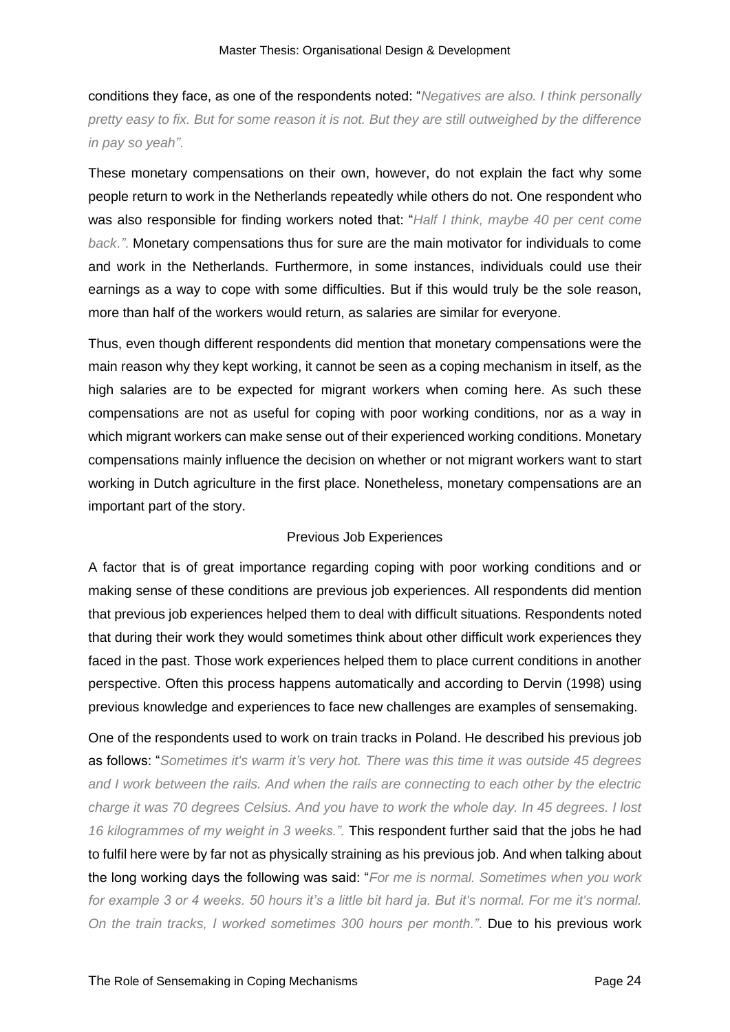conditions they face, as one of the respondents noted: "*Negatives are also. I think personally pretty easy to fix. But for some reason it is not. But they are still outweighed by the difference in pay so yeah".*

These monetary compensations on their own, however, do not explain the fact why some people return to work in the Netherlands repeatedly while others do not. One respondent who was also responsible for finding workers noted that: "*Half I think, maybe 40 per cent come back.".* Monetary compensations thus for sure are the main motivator for individuals to come and work in the Netherlands. Furthermore, in some instances, individuals could use their earnings as a way to cope with some difficulties. But if this would truly be the sole reason, more than half of the workers would return, as salaries are similar for everyone.

Thus, even though different respondents did mention that monetary compensations were the main reason why they kept working, it cannot be seen as a coping mechanism in itself, as the high salaries are to be expected for migrant workers when coming here. As such these compensations are not as useful for coping with poor working conditions, nor as a way in which migrant workers can make sense out of their experienced working conditions. Monetary compensations mainly influence the decision on whether or not migrant workers want to start working in Dutch agriculture in the first place. Nonetheless, monetary compensations are an important part of the story.

### Previous Job Experiences

A factor that is of great importance regarding coping with poor working conditions and or making sense of these conditions are previous job experiences. All respondents did mention that previous job experiences helped them to deal with difficult situations. Respondents noted that during their work they would sometimes think about other difficult work experiences they faced in the past. Those work experiences helped them to place current conditions in another perspective. Often this process happens automatically and according to Dervin (1998) using previous knowledge and experiences to face new challenges are examples of sensemaking.

One of the respondents used to work on train tracks in Poland. He described his previous job as follows: "*Sometimes it's warm it's very hot. There was this time it was outside 45 degrees and I work between the rails. And when the rails are connecting to each other by the electric charge it was 70 degrees Celsius. And you have to work the whole day. In 45 degrees. I lost 16 kilogrammes of my weight in 3 weeks.".* This respondent further said that the jobs he had to fulfil here were by far not as physically straining as his previous job. And when talking about the long working days the following was said: "*For me is normal. Sometimes when you work for example 3 or 4 weeks. 50 hours it's a little bit hard ja. But it's normal. For me it's normal. On the train tracks, I worked sometimes 300 hours per month.".* Due to his previous work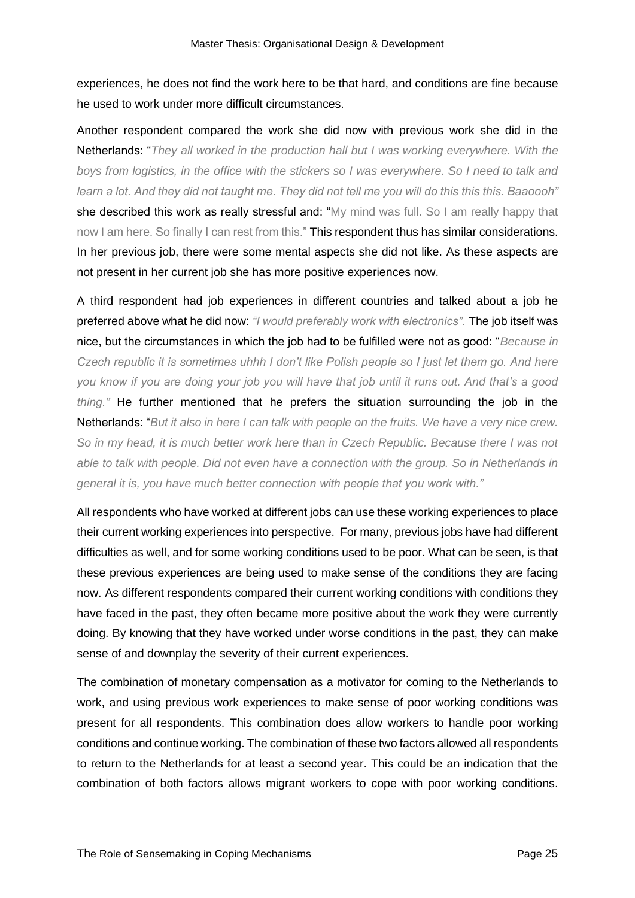experiences, he does not find the work here to be that hard, and conditions are fine because he used to work under more difficult circumstances.

Another respondent compared the work she did now with previous work she did in the Netherlands: "*They all worked in the production hall but I was working everywhere. With the boys from logistics, in the office with the stickers so I was everywhere. So I need to talk and learn a lot. And they did not taught me. They did not tell me you will do this this this. Baaoooh"* she described this work as really stressful and: "My mind was full. So I am really happy that now I am here. So finally I can rest from this." This respondent thus has similar considerations. In her previous job, there were some mental aspects she did not like. As these aspects are not present in her current job she has more positive experiences now.

A third respondent had job experiences in different countries and talked about a job he preferred above what he did now: *"I would preferably work with electronics".* The job itself was nice, but the circumstances in which the job had to be fulfilled were not as good: "*Because in Czech republic it is sometimes uhhh I don't like Polish people so I just let them go. And here you know if you are doing your job you will have that job until it runs out. And that's a good thing."* He further mentioned that he prefers the situation surrounding the job in the Netherlands: "*But it also in here I can talk with people on the fruits. We have a very nice crew. So in my head, it is much better work here than in Czech Republic. Because there I was not able to talk with people. Did not even have a connection with the group. So in Netherlands in general it is, you have much better connection with people that you work with."*

All respondents who have worked at different jobs can use these working experiences to place their current working experiences into perspective. For many, previous jobs have had different difficulties as well, and for some working conditions used to be poor. What can be seen, is that these previous experiences are being used to make sense of the conditions they are facing now. As different respondents compared their current working conditions with conditions they have faced in the past, they often became more positive about the work they were currently doing. By knowing that they have worked under worse conditions in the past, they can make sense of and downplay the severity of their current experiences.

The combination of monetary compensation as a motivator for coming to the Netherlands to work, and using previous work experiences to make sense of poor working conditions was present for all respondents. This combination does allow workers to handle poor working conditions and continue working. The combination of these two factors allowed all respondents to return to the Netherlands for at least a second year. This could be an indication that the combination of both factors allows migrant workers to cope with poor working conditions.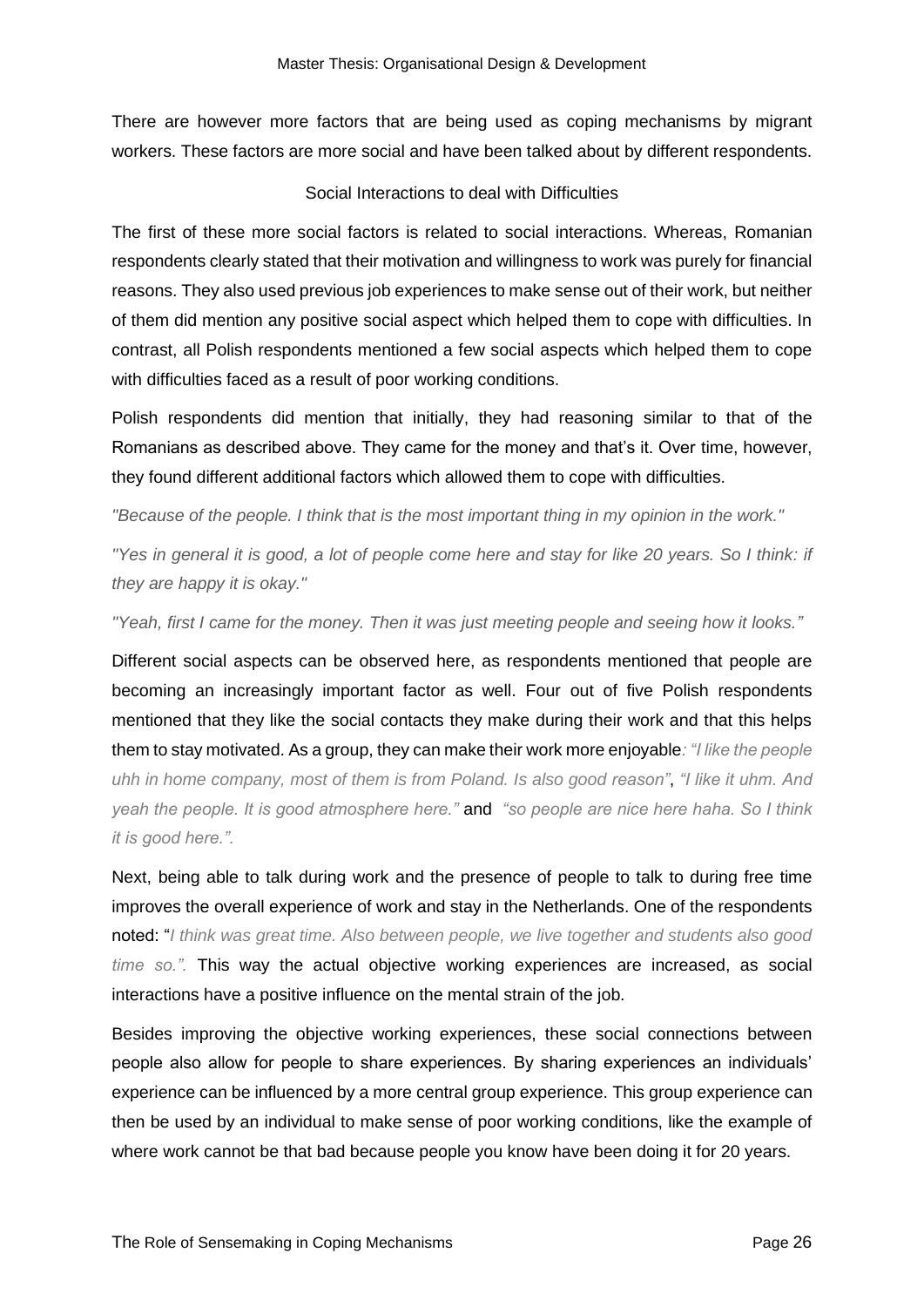There are however more factors that are being used as coping mechanisms by migrant workers. These factors are more social and have been talked about by different respondents.

### Social Interactions to deal with Difficulties

The first of these more social factors is related to social interactions. Whereas, Romanian respondents clearly stated that their motivation and willingness to work was purely for financial reasons. They also used previous job experiences to make sense out of their work, but neither of them did mention any positive social aspect which helped them to cope with difficulties. In contrast, all Polish respondents mentioned a few social aspects which helped them to cope with difficulties faced as a result of poor working conditions.

Polish respondents did mention that initially, they had reasoning similar to that of the Romanians as described above. They came for the money and that's it. Over time, however, they found different additional factors which allowed them to cope with difficulties.

*"Because of the people. I think that is the most important thing in my opinion in the work."*

*"Yes in general it is good, a lot of people come here and stay for like 20 years. So I think: if they are happy it is okay."*

*"Yeah, first I came for the money. Then it was just meeting people and seeing how it looks."*

Different social aspects can be observed here, as respondents mentioned that people are becoming an increasingly important factor as well. Four out of five Polish respondents mentioned that they like the social contacts they make during their work and that this helps them to stay motivated. As a group, they can make their work more enjoyable*: "I like the people uhh in home company, most of them is from Poland. Is also good reason"*, *"I like it uhm. And yeah the people. It is good atmosphere here."* and *"so people are nice here haha. So I think it is good here."*.

Next, being able to talk during work and the presence of people to talk to during free time improves the overall experience of work and stay in the Netherlands. One of the respondents noted: "*I think was great time. Also between people, we live together and students also good time so.".* This way the actual objective working experiences are increased, as social interactions have a positive influence on the mental strain of the job.

Besides improving the objective working experiences, these social connections between people also allow for people to share experiences. By sharing experiences an individuals' experience can be influenced by a more central group experience. This group experience can then be used by an individual to make sense of poor working conditions, like the example of where work cannot be that bad because people you know have been doing it for 20 years.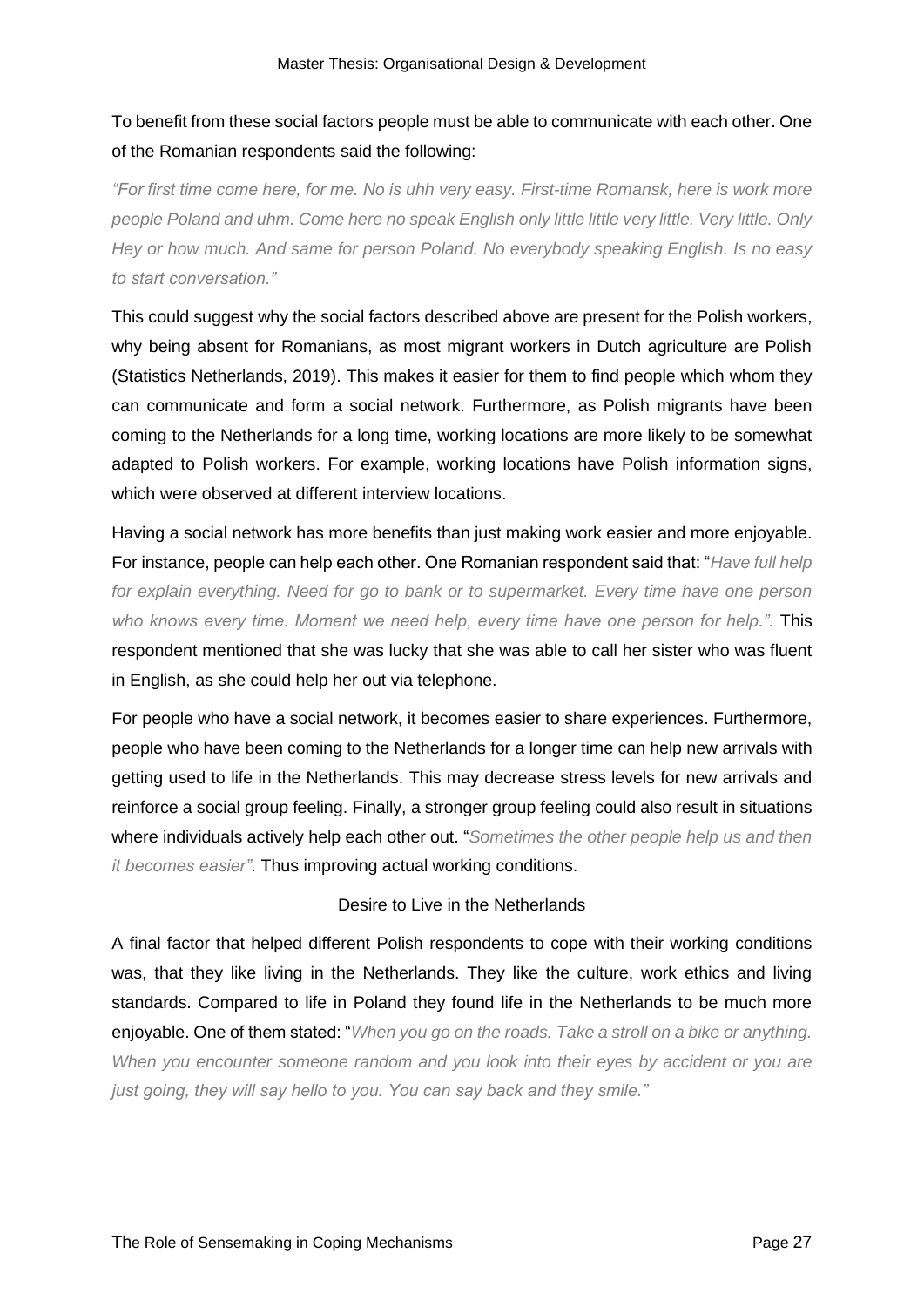To benefit from these social factors people must be able to communicate with each other. One of the Romanian respondents said the following:

*"For first time come here, for me. No is uhh very easy. First-time Romansk, here is work more people Poland and uhm. Come here no speak English only little little very little. Very little. Only Hey or how much. And same for person Poland. No everybody speaking English. Is no easy to start conversation."*

This could suggest why the social factors described above are present for the Polish workers, why being absent for Romanians, as most migrant workers in Dutch agriculture are Polish (Statistics Netherlands, 2019). This makes it easier for them to find people which whom they can communicate and form a social network. Furthermore, as Polish migrants have been coming to the Netherlands for a long time, working locations are more likely to be somewhat adapted to Polish workers. For example, working locations have Polish information signs, which were observed at different interview locations.

Having a social network has more benefits than just making work easier and more enjoyable. For instance, people can help each other. One Romanian respondent said that: "*Have full help for explain everything. Need for go to bank or to supermarket. Every time have one person who knows every time. Moment we need help, every time have one person for help.".* This respondent mentioned that she was lucky that she was able to call her sister who was fluent in English, as she could help her out via telephone.

For people who have a social network, it becomes easier to share experiences. Furthermore, people who have been coming to the Netherlands for a longer time can help new arrivals with getting used to life in the Netherlands. This may decrease stress levels for new arrivals and reinforce a social group feeling. Finally, a stronger group feeling could also result in situations where individuals actively help each other out. "*Sometimes the other people help us and then it becomes easier"*. Thus improving actual working conditions.

### Desire to Live in the Netherlands

A final factor that helped different Polish respondents to cope with their working conditions was, that they like living in the Netherlands. They like the culture, work ethics and living standards. Compared to life in Poland they found life in the Netherlands to be much more enjoyable. One of them stated: "*When you go on the roads. Take a stroll on a bike or anything. When you encounter someone random and you look into their eyes by accident or you are just going, they will say hello to you. You can say back and they smile."*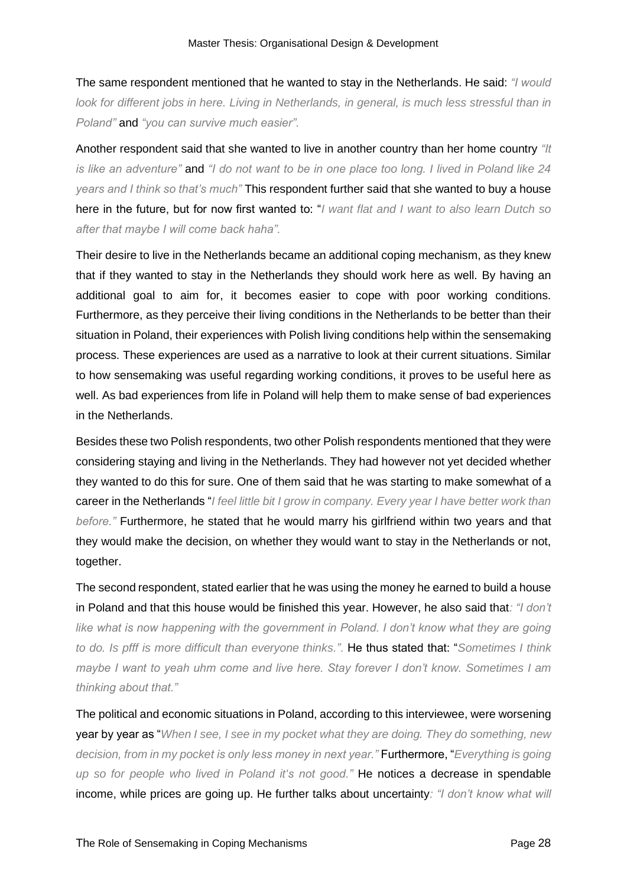The same respondent mentioned that he wanted to stay in the Netherlands. He said: *"I would look for different jobs in here. Living in Netherlands, in general, is much less stressful than in Poland"* and *"you can survive much easier".*

Another respondent said that she wanted to live in another country than her home country *"It is like an adventure"* and *"I do not want to be in one place too long. I lived in Poland like 24 years and I think so that's much"* This respondent further said that she wanted to buy a house here in the future, but for now first wanted to: "*I want flat and I want to also learn Dutch so after that maybe I will come back haha".*

Their desire to live in the Netherlands became an additional coping mechanism, as they knew that if they wanted to stay in the Netherlands they should work here as well. By having an additional goal to aim for, it becomes easier to cope with poor working conditions. Furthermore, as they perceive their living conditions in the Netherlands to be better than their situation in Poland, their experiences with Polish living conditions help within the sensemaking process. These experiences are used as a narrative to look at their current situations. Similar to how sensemaking was useful regarding working conditions, it proves to be useful here as well. As bad experiences from life in Poland will help them to make sense of bad experiences in the Netherlands.

Besides these two Polish respondents, two other Polish respondents mentioned that they were considering staying and living in the Netherlands. They had however not yet decided whether they wanted to do this for sure. One of them said that he was starting to make somewhat of a career in the Netherlands "*I feel little bit I grow in company. Every year I have better work than before."* Furthermore, he stated that he would marry his girlfriend within two years and that they would make the decision, on whether they would want to stay in the Netherlands or not, together.

The second respondent, stated earlier that he was using the money he earned to build a house in Poland and that this house would be finished this year. However, he also said that*: "I don't like what is now happening with the government in Poland. I don't know what they are going to do. Is pfff is more difficult than everyone thinks.".* He thus stated that: "*Sometimes I think maybe I want to yeah uhm come and live here. Stay forever I don't know. Sometimes I am thinking about that."*

The political and economic situations in Poland, according to this interviewee, were worsening year by year as "*When I see, I see in my pocket what they are doing. They do something, new decision, from in my pocket is only less money in next year."* Furthermore, "*Everything is going up so for people who lived in Poland it's not good."* He notices a decrease in spendable income, while prices are going up. He further talks about uncertainty*: "I don't know what will*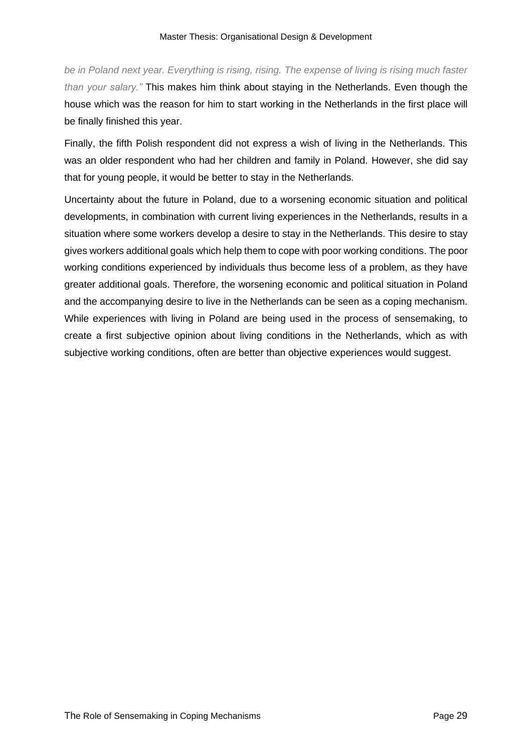*be in Poland next year. Everything is rising, rising. The expense of living is rising much faster than your salary."* This makes him think about staying in the Netherlands. Even though the house which was the reason for him to start working in the Netherlands in the first place will be finally finished this year.

Finally, the fifth Polish respondent did not express a wish of living in the Netherlands. This was an older respondent who had her children and family in Poland. However, she did say that for young people, it would be better to stay in the Netherlands.

Uncertainty about the future in Poland, due to a worsening economic situation and political developments, in combination with current living experiences in the Netherlands, results in a situation where some workers develop a desire to stay in the Netherlands. This desire to stay gives workers additional goals which help them to cope with poor working conditions. The poor working conditions experienced by individuals thus become less of a problem, as they have greater additional goals. Therefore, the worsening economic and political situation in Poland and the accompanying desire to live in the Netherlands can be seen as a coping mechanism. While experiences with living in Poland are being used in the process of sensemaking, to create a first subjective opinion about living conditions in the Netherlands, which as with subjective working conditions, often are better than objective experiences would suggest.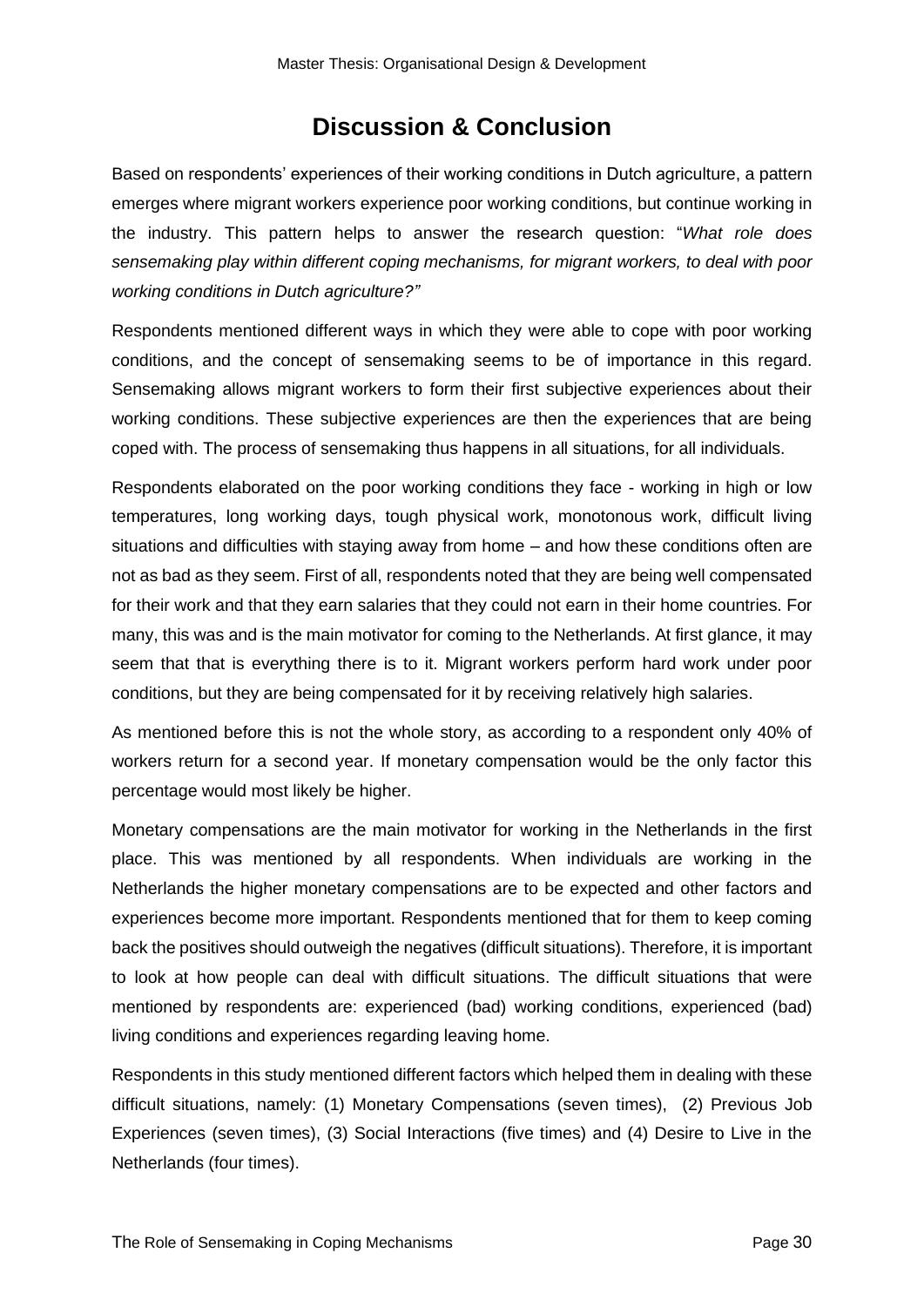# Discussion & Conclusion

Based on respondents' experiences of their working conditions in Dutch agriculture, a pattern emerges where migrant workers experience poor working conditions, but continue working in the industry. This pattern helps to answer the research question: "*What role does sensemaking play within different coping mechanisms, for migrant workers, to deal with poor working conditions in Dutch agriculture?"*

Respondents mentioned different ways in which they were able to cope with poor working conditions, and the concept of sensemaking seems to be of importance in this regard. Sensemaking allows migrant workers to form their first subjective experiences about their working conditions. These subjective experiences are then the experiences that are being coped with. The process of sensemaking thus happens in all situations, for all individuals.

Respondents elaborated on the poor working conditions they face - working in high or low temperatures, long working days, tough physical work, monotonous work, difficult living situations and difficulties with staying away from home – and how these conditions often are not as bad as they seem. First of all, respondents noted that they are being well compensated for their work and that they earn salaries that they could not earn in their home countries. For many, this was and is the main motivator for coming to the Netherlands. At first glance, it may seem that that is everything there is to it. Migrant workers perform hard work under poor conditions, but they are being compensated for it by receiving relatively high salaries.

As mentioned before this is not the whole story, as according to a respondent only 40% of workers return for a second year. If monetary compensation would be the only factor this percentage would most likely be higher.

Monetary compensations are the main motivator for working in the Netherlands in the first place. This was mentioned by all respondents. When individuals are working in the Netherlands the higher monetary compensations are to be expected and other factors and experiences become more important. Respondents mentioned that for them to keep coming back the positives should outweigh the negatives (difficult situations). Therefore, it is important to look at how people can deal with difficult situations. The difficult situations that were mentioned by respondents are: experienced (bad) working conditions, experienced (bad) living conditions and experiences regarding leaving home.

Respondents in this study mentioned different factors which helped them in dealing with these difficult situations, namely: (1) Monetary Compensations (seven times), (2) Previous Job Experiences (seven times), (3) Social Interactions (five times) and (4) Desire to Live in the Netherlands (four times).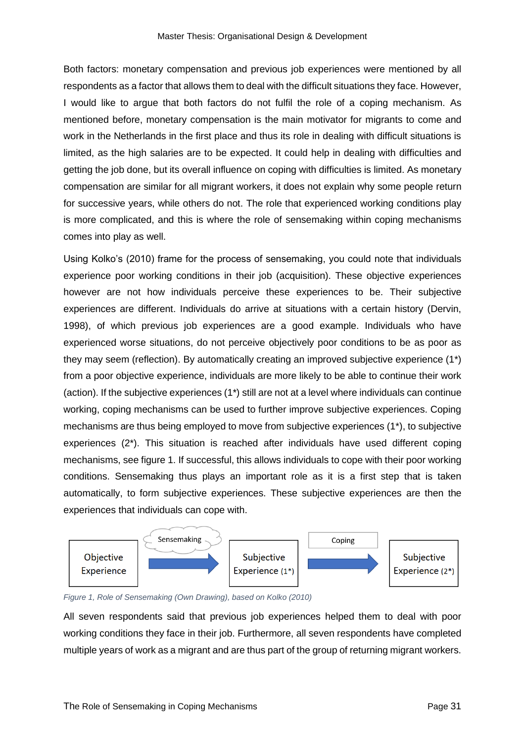Both factors: monetary compensation and previous job experiences were mentioned by all respondents as a factor that allows them to deal with the difficult situations they face. However, I would like to argue that both factors do not fulfil the role of a coping mechanism. As mentioned before, monetary compensation is the main motivator for migrants to come and work in the Netherlands in the first place and thus its role in dealing with difficult situations is limited, as the high salaries are to be expected. It could help in dealing with difficulties and getting the job done, but its overall influence on coping with difficulties is limited. As monetary compensation are similar for all migrant workers, it does not explain why some people return for successive years, while others do not. The role that experienced working conditions play is more complicated, and this is where the role of sensemaking within coping mechanisms comes into play as well.

Using Kolko's (2010) frame for the process of sensemaking, you could note that individuals experience poor working conditions in their job (acquisition). These objective experiences however are not how individuals perceive these experiences to be. Their subjective experiences are different. Individuals do arrive at situations with a certain history (Dervin, 1998), of which previous job experiences are a good example. Individuals who have experienced worse situations, do not perceive objectively poor conditions to be as poor as they may seem (reflection). By automatically creating an improved subjective experience (1*) from a poor objective experience, individuals are more likely to be able to continue their work (action). If the subjective experiences (1*) still are not at a level where individuals can continue working, coping mechanisms can be used to further improve subjective experiences. Coping mechanisms are thus being employed to move from subjective experiences (1*), to subjective experiences (2*). This situation is reached after individuals have used different coping mechanisms, see figure 1. If successful, this allows individuals to cope with their poor working conditions. Sensemaking thus plays an important role as it is a first step that is taken automatically, to form subjective experiences. These subjective experiences are then the experiences that individuals can cope with.

Objective Experience → (Sensemaking) → Subjective Experience (1*) → (Coping) → Subjective Experience (2*)

*Figure 1, Role of Sensemaking (Own Drawing), based on Kolko (2010)*

All seven respondents said that previous job experiences helped them to deal with poor working conditions they face in their job. Furthermore, all seven respondents have completed multiple years of work as a migrant and are thus part of the group of returning migrant workers.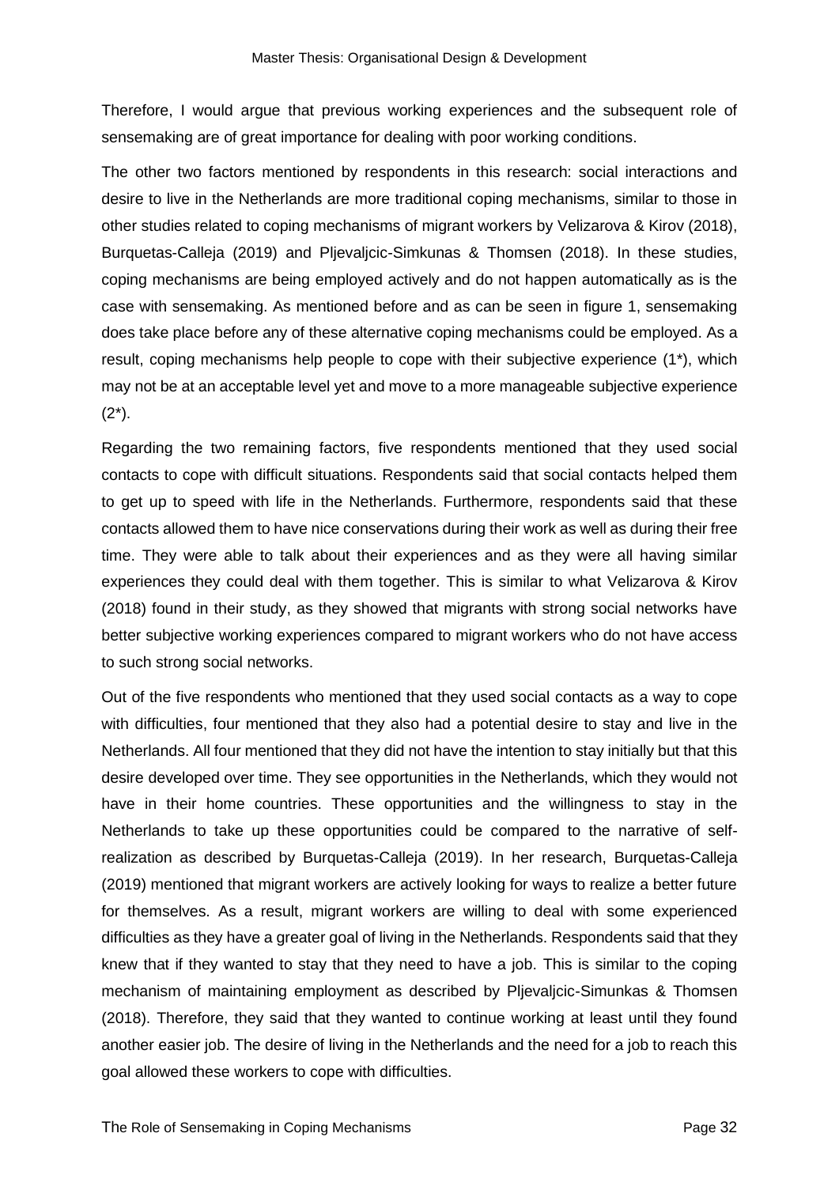Therefore, I would argue that previous working experiences and the subsequent role of sensemaking are of great importance for dealing with poor working conditions.

The other two factors mentioned by respondents in this research: social interactions and desire to live in the Netherlands are more traditional coping mechanisms, similar to those in other studies related to coping mechanisms of migrant workers by Velizarova & Kirov (2018), Burquetas-Calleja (2019) and Pljevaljcic-Simkunas & Thomsen (2018). In these studies, coping mechanisms are being employed actively and do not happen automatically as is the case with sensemaking. As mentioned before and as can be seen in figure 1, sensemaking does take place before any of these alternative coping mechanisms could be employed. As a result, coping mechanisms help people to cope with their subjective experience (1*), which may not be at an acceptable level yet and move to a more manageable subjective experience (2*).

Regarding the two remaining factors, five respondents mentioned that they used social contacts to cope with difficult situations. Respondents said that social contacts helped them to get up to speed with life in the Netherlands. Furthermore, respondents said that these contacts allowed them to have nice conservations during their work as well as during their free time. They were able to talk about their experiences and as they were all having similar experiences they could deal with them together. This is similar to what Velizarova & Kirov (2018) found in their study, as they showed that migrants with strong social networks have better subjective working experiences compared to migrant workers who do not have access to such strong social networks.

Out of the five respondents who mentioned that they used social contacts as a way to cope with difficulties, four mentioned that they also had a potential desire to stay and live in the Netherlands. All four mentioned that they did not have the intention to stay initially but that this desire developed over time. They see opportunities in the Netherlands, which they would not have in their home countries. These opportunities and the willingness to stay in the Netherlands to take up these opportunities could be compared to the narrative of self-realization as described by Burquetas-Calleja (2019). In her research, Burquetas-Calleja (2019) mentioned that migrant workers are actively looking for ways to realize a better future for themselves. As a result, migrant workers are willing to deal with some experienced difficulties as they have a greater goal of living in the Netherlands. Respondents said that they knew that if they wanted to stay that they need to have a job. This is similar to the coping mechanism of maintaining employment as described by Pljevaljcic-Simunkas & Thomsen (2018). Therefore, they said that they wanted to continue working at least until they found another easier job. The desire of living in the Netherlands and the need for a job to reach this goal allowed these workers to cope with difficulties.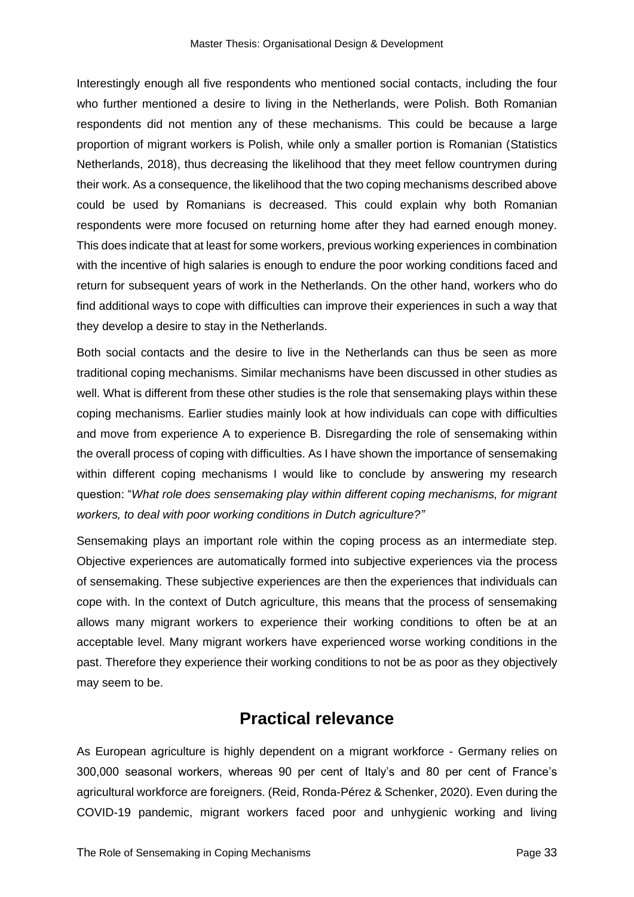Interestingly enough all five respondents who mentioned social contacts, including the four who further mentioned a desire to living in the Netherlands, were Polish. Both Romanian respondents did not mention any of these mechanisms. This could be because a large proportion of migrant workers is Polish, while only a smaller portion is Romanian (Statistics Netherlands, 2018), thus decreasing the likelihood that they meet fellow countrymen during their work. As a consequence, the likelihood that the two coping mechanisms described above could be used by Romanians is decreased. This could explain why both Romanian respondents were more focused on returning home after they had earned enough money. This does indicate that at least for some workers, previous working experiences in combination with the incentive of high salaries is enough to endure the poor working conditions faced and return for subsequent years of work in the Netherlands. On the other hand, workers who do find additional ways to cope with difficulties can improve their experiences in such a way that they develop a desire to stay in the Netherlands.

Both social contacts and the desire to live in the Netherlands can thus be seen as more traditional coping mechanisms. Similar mechanisms have been discussed in other studies as well. What is different from these other studies is the role that sensemaking plays within these coping mechanisms. Earlier studies mainly look at how individuals can cope with difficulties and move from experience A to experience B. Disregarding the role of sensemaking within the overall process of coping with difficulties. As I have shown the importance of sensemaking within different coping mechanisms I would like to conclude by answering my research question: "*What role does sensemaking play within different coping mechanisms, for migrant workers, to deal with poor working conditions in Dutch agriculture?"*

Sensemaking plays an important role within the coping process as an intermediate step. Objective experiences are automatically formed into subjective experiences via the process of sensemaking. These subjective experiences are then the experiences that individuals can cope with. In the context of Dutch agriculture, this means that the process of sensemaking allows many migrant workers to experience their working conditions to often be at an acceptable level. Many migrant workers have experienced worse working conditions in the past. Therefore they experience their working conditions to not be as poor as they objectively may seem to be.

## Practical relevance

As European agriculture is highly dependent on a migrant workforce - Germany relies on 300,000 seasonal workers, whereas 90 per cent of Italy's and 80 per cent of France's agricultural workforce are foreigners. (Reid, Ronda-Pérez & Schenker, 2020). Even during the COVID-19 pandemic, migrant workers faced poor and unhygienic working and living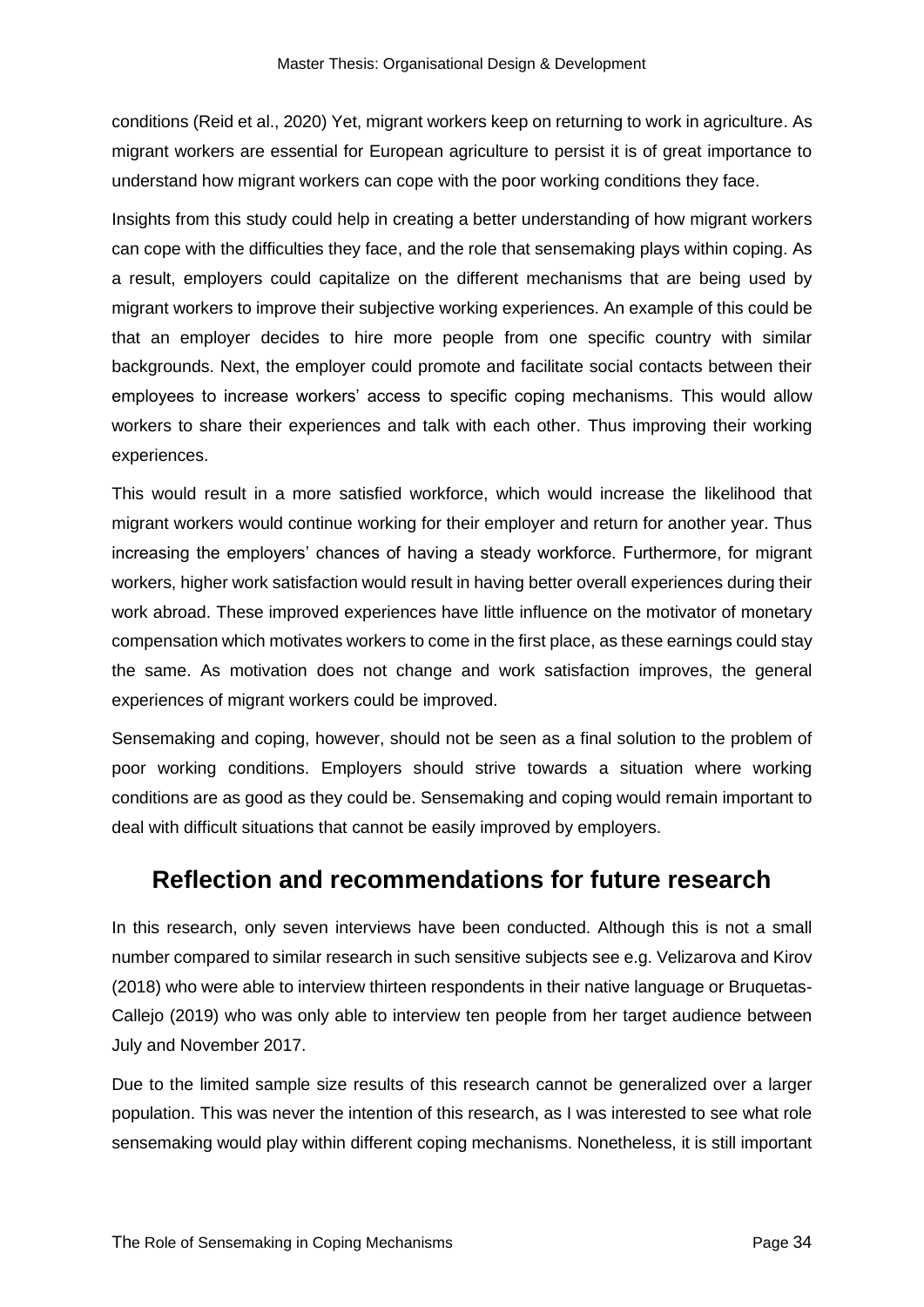conditions (Reid et al., 2020) Yet, migrant workers keep on returning to work in agriculture. As migrant workers are essential for European agriculture to persist it is of great importance to understand how migrant workers can cope with the poor working conditions they face.

Insights from this study could help in creating a better understanding of how migrant workers can cope with the difficulties they face, and the role that sensemaking plays within coping. As a result, employers could capitalize on the different mechanisms that are being used by migrant workers to improve their subjective working experiences. An example of this could be that an employer decides to hire more people from one specific country with similar backgrounds. Next, the employer could promote and facilitate social contacts between their employees to increase workers' access to specific coping mechanisms. This would allow workers to share their experiences and talk with each other. Thus improving their working experiences.

This would result in a more satisfied workforce, which would increase the likelihood that migrant workers would continue working for their employer and return for another year. Thus increasing the employers' chances of having a steady workforce. Furthermore, for migrant workers, higher work satisfaction would result in having better overall experiences during their work abroad. These improved experiences have little influence on the motivator of monetary compensation which motivates workers to come in the first place, as these earnings could stay the same. As motivation does not change and work satisfaction improves, the general experiences of migrant workers could be improved.

Sensemaking and coping, however, should not be seen as a final solution to the problem of poor working conditions. Employers should strive towards a situation where working conditions are as good as they could be. Sensemaking and coping would remain important to deal with difficult situations that cannot be easily improved by employers.

## Reflection and recommendations for future research

In this research, only seven interviews have been conducted. Although this is not a small number compared to similar research in such sensitive subjects see e.g. Velizarova and Kirov (2018) who were able to interview thirteen respondents in their native language or Bruquetas-Callejo (2019) who was only able to interview ten people from her target audience between July and November 2017.

Due to the limited sample size results of this research cannot be generalized over a larger population. This was never the intention of this research, as I was interested to see what role sensemaking would play within different coping mechanisms. Nonetheless, it is still important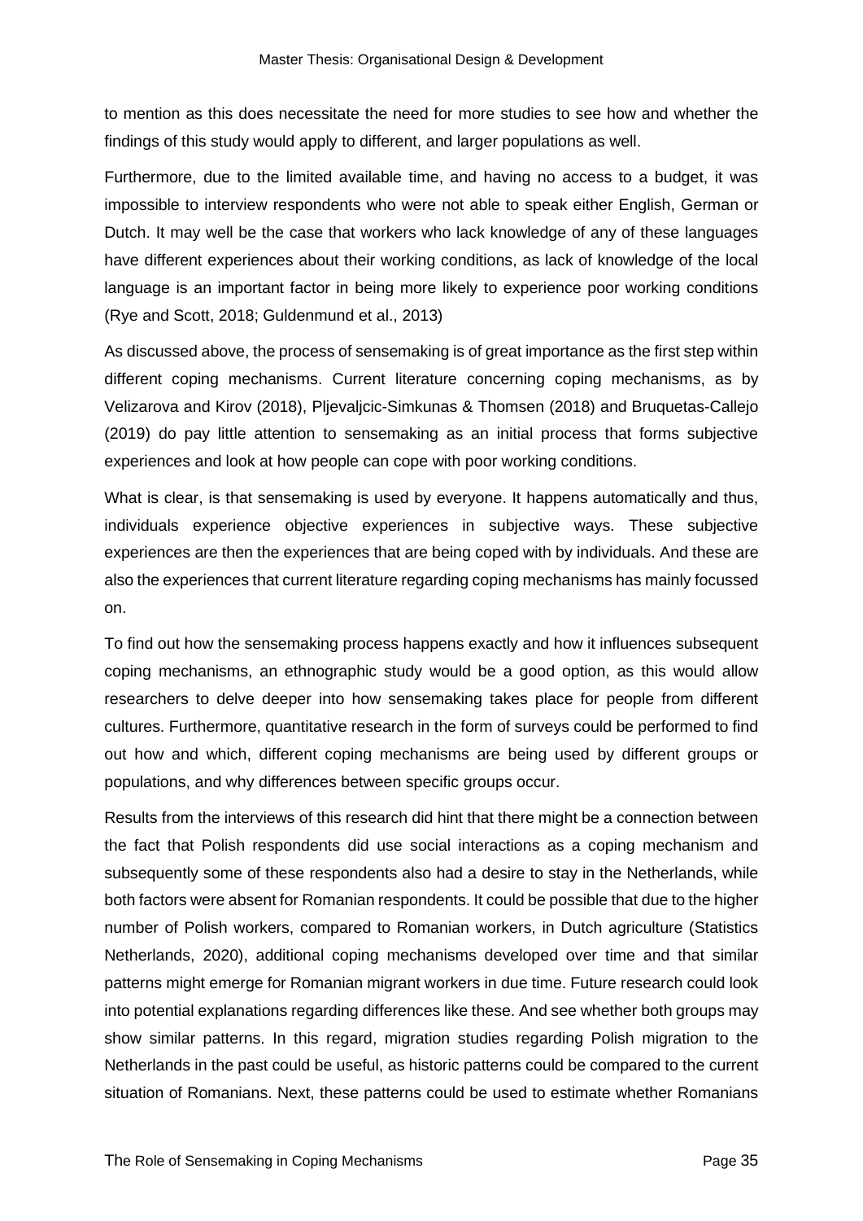to mention as this does necessitate the need for more studies to see how and whether the findings of this study would apply to different, and larger populations as well.

Furthermore, due to the limited available time, and having no access to a budget, it was impossible to interview respondents who were not able to speak either English, German or Dutch. It may well be the case that workers who lack knowledge of any of these languages have different experiences about their working conditions, as lack of knowledge of the local language is an important factor in being more likely to experience poor working conditions (Rye and Scott, 2018; Guldenmund et al., 2013)

As discussed above, the process of sensemaking is of great importance as the first step within different coping mechanisms. Current literature concerning coping mechanisms, as by Velizarova and Kirov (2018), Pljevaljcic-Simkunas & Thomsen (2018) and Bruquetas-Callejo (2019) do pay little attention to sensemaking as an initial process that forms subjective experiences and look at how people can cope with poor working conditions.

What is clear, is that sensemaking is used by everyone. It happens automatically and thus, individuals experience objective experiences in subjective ways. These subjective experiences are then the experiences that are being coped with by individuals. And these are also the experiences that current literature regarding coping mechanisms has mainly focussed on.

To find out how the sensemaking process happens exactly and how it influences subsequent coping mechanisms, an ethnographic study would be a good option, as this would allow researchers to delve deeper into how sensemaking takes place for people from different cultures. Furthermore, quantitative research in the form of surveys could be performed to find out how and which, different coping mechanisms are being used by different groups or populations, and why differences between specific groups occur.

Results from the interviews of this research did hint that there might be a connection between the fact that Polish respondents did use social interactions as a coping mechanism and subsequently some of these respondents also had a desire to stay in the Netherlands, while both factors were absent for Romanian respondents. It could be possible that due to the higher number of Polish workers, compared to Romanian workers, in Dutch agriculture (Statistics Netherlands, 2020), additional coping mechanisms developed over time and that similar patterns might emerge for Romanian migrant workers in due time. Future research could look into potential explanations regarding differences like these. And see whether both groups may show similar patterns. In this regard, migration studies regarding Polish migration to the Netherlands in the past could be useful, as historic patterns could be compared to the current situation of Romanians. Next, these patterns could be used to estimate whether Romanians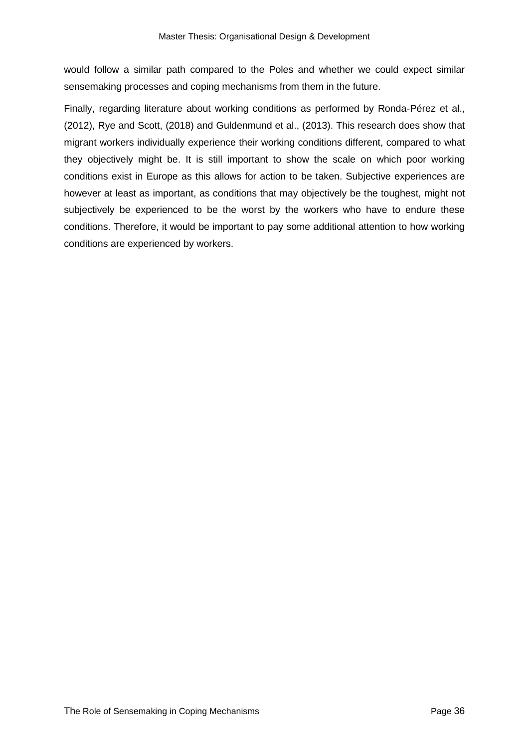would follow a similar path compared to the Poles and whether we could expect similar sensemaking processes and coping mechanisms from them in the future.

Finally, regarding literature about working conditions as performed by Ronda-Pérez et al., (2012), Rye and Scott, (2018) and Guldenmund et al., (2013). This research does show that migrant workers individually experience their working conditions different, compared to what they objectively might be. It is still important to show the scale on which poor working conditions exist in Europe as this allows for action to be taken. Subjective experiences are however at least as important, as conditions that may objectively be the toughest, might not subjectively be experienced to be the worst by the workers who have to endure these conditions. Therefore, it would be important to pay some additional attention to how working conditions are experienced by workers.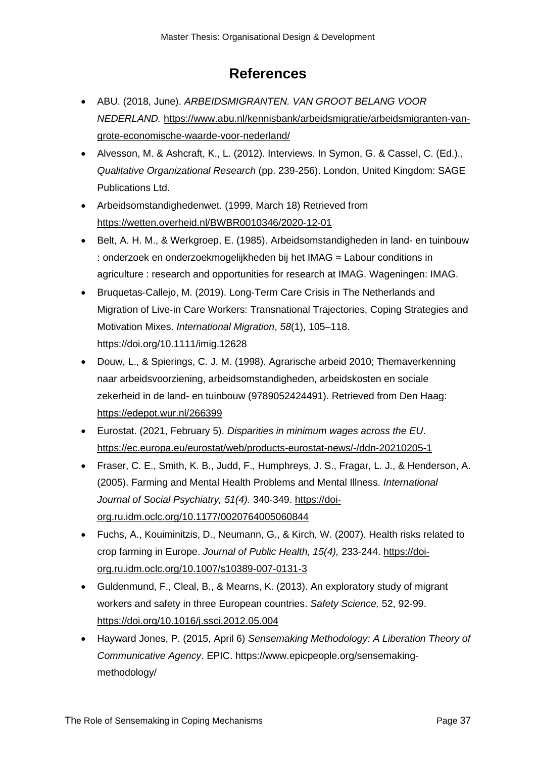# References

- ABU. (2018, June). *ARBEIDSMIGRANTEN. VAN GROOT BELANG VOOR NEDERLAND.* https://www.abu.nl/kennisbank/arbeidsmigratie/arbeidsmigranten-van-grote-economische-waarde-voor-nederland/
- Alvesson, M. & Ashcraft, K., L. (2012). Interviews. In Symon, G. & Cassel, C. (Ed.)., *Qualitative Organizational Research* (pp. 239-256). London, United Kingdom: SAGE Publications Ltd.
- Arbeidsomstandighedenwet. (1999, March 18) Retrieved from https://wetten.overheid.nl/BWBR0010346/2020-12-01
- Belt, A. H. M., & Werkgroep, E. (1985). Arbeidsomstandigheden in land- en tuinbouw : onderzoek en onderzoekmogelijkheden bij het IMAG = Labour conditions in agriculture : research and opportunities for research at IMAG. Wageningen: IMAG.
- Bruquetas‐Callejo, M. (2019). Long‐Term Care Crisis in The Netherlands and Migration of Live‐in Care Workers: Transnational Trajectories, Coping Strategies and Motivation Mixes. *International Migration*, *58*(1), 105–118. https://doi.org/10.1111/imig.12628
- Douw, L., & Spierings, C. J. M. (1998). Agrarische arbeid 2010; Themaverkenning naar arbeidsvoorziening, arbeidsomstandigheden, arbeidskosten en sociale zekerheid in de land- en tuinbouw (9789052424491). Retrieved from Den Haag: https://edepot.wur.nl/266399
- Eurostat. (2021, February 5). *Disparities in minimum wages across the EU*. https://ec.europa.eu/eurostat/web/products-eurostat-news/-/ddn-20210205-1
- Fraser, C. E., Smith, K. B., Judd, F., Humphreys, J. S., Fragar, L. J., & Henderson, A. (2005). Farming and Mental Health Problems and Mental Illness. *International Journal of Social Psychiatry, 51(4).* 340-349. https://doi-org.ru.idm.oclc.org/10.1177/0020764005060844
- Fuchs, A., Kouiminitzis, D., Neumann, G., & Kirch, W. (2007). Health risks related to crop farming in Europe. *Journal of Public Health, 15(4),* 233-244. https://doi-org.ru.idm.oclc.org/10.1007/s10389-007-0131-3
- Guldenmund, F., Cleal, B., & Mearns, K. (2013). An exploratory study of migrant workers and safety in three European countries. *Safety Science,* 52, 92-99. https://doi.org/10.1016/j.ssci.2012.05.004
- Hayward Jones, P. (2015, April 6) *Sensemaking Methodology: A Liberation Theory of Communicative Agency*. EPIC. https://www.epicpeople.org/sensemaking-methodology/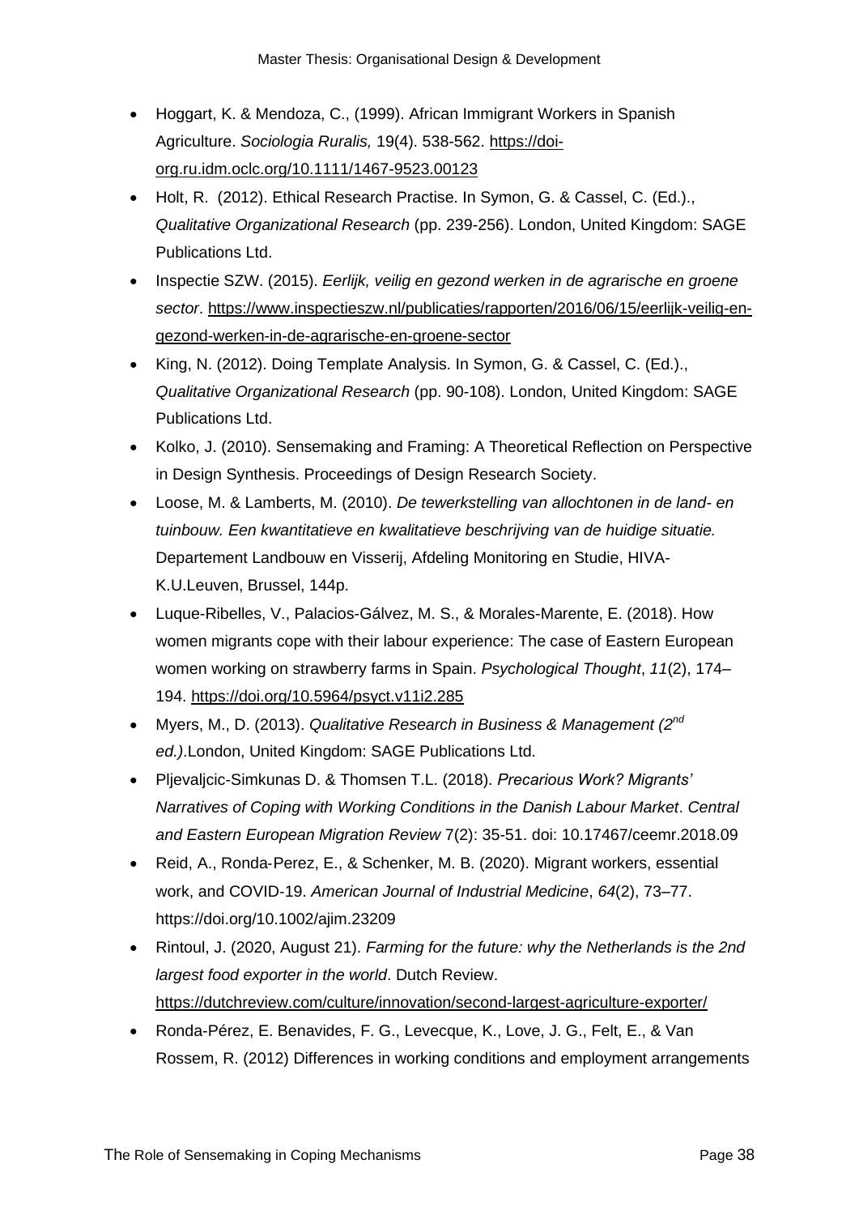- Hoggart, K. & Mendoza, C., (1999). African Immigrant Workers in Spanish Agriculture. *Sociologia Ruralis,* 19(4). 538-562. https://doi-org.ru.idm.oclc.org/10.1111/1467-9523.00123
- Holt, R. (2012). Ethical Research Practise. In Symon, G. & Cassel, C. (Ed.)., *Qualitative Organizational Research* (pp. 239-256). London, United Kingdom: SAGE Publications Ltd.
- Inspectie SZW. (2015). *Eerlijk, veilig en gezond werken in de agrarische en groene sector*. https://www.inspectieszw.nl/publicaties/rapporten/2016/06/15/eerlijk-veilig-en-gezond-werken-in-de-agrarische-en-groene-sector
- King, N. (2012). Doing Template Analysis. In Symon, G. & Cassel, C. (Ed.)., *Qualitative Organizational Research* (pp. 90-108). London, United Kingdom: SAGE Publications Ltd.
- Kolko, J. (2010). Sensemaking and Framing: A Theoretical Reflection on Perspective in Design Synthesis. Proceedings of Design Research Society.
- Loose, M. & Lamberts, M. (2010). *De tewerkstelling van allochtonen in de land- en tuinbouw. Een kwantitatieve en kwalitatieve beschrijving van de huidige situatie.* Departement Landbouw en Visserij, Afdeling Monitoring en Studie, HIVA-K.U.Leuven, Brussel, 144p.
- Luque-Ribelles, V., Palacios-Gálvez, M. S., & Morales-Marente, E. (2018). How women migrants cope with their labour experience: The case of Eastern European women working on strawberry farms in Spain. *Psychological Thought*, *11*(2), 174–194. https://doi.org/10.5964/psyct.v11i2.285
- Myers, M., D. (2013). *Qualitative Research in Business & Management (2nd ed.)*.London, United Kingdom: SAGE Publications Ltd.
- Pljevaljcic-Simkunas D. & Thomsen T.L. (2018). *Precarious Work? Migrants' Narratives of Coping with Working Conditions in the Danish Labour Market*. *Central and Eastern European Migration Review* 7(2): 35-51. doi: 10.17467/ceemr.2018.09
- Reid, A., Ronda-Perez, E., & Schenker, M. B. (2020). Migrant workers, essential work, and COVID-19. *American Journal of Industrial Medicine*, *64*(2), 73–77. https://doi.org/10.1002/ajim.23209
- Rintoul, J. (2020, August 21). *Farming for the future: why the Netherlands is the 2nd largest food exporter in the world*. Dutch Review. https://dutchreview.com/culture/innovation/second-largest-agriculture-exporter/
- Ronda-Pérez, E. Benavides, F. G., Levecque, K., Love, J. G., Felt, E., & Van Rossem, R. (2012) Differences in working conditions and employment arrangements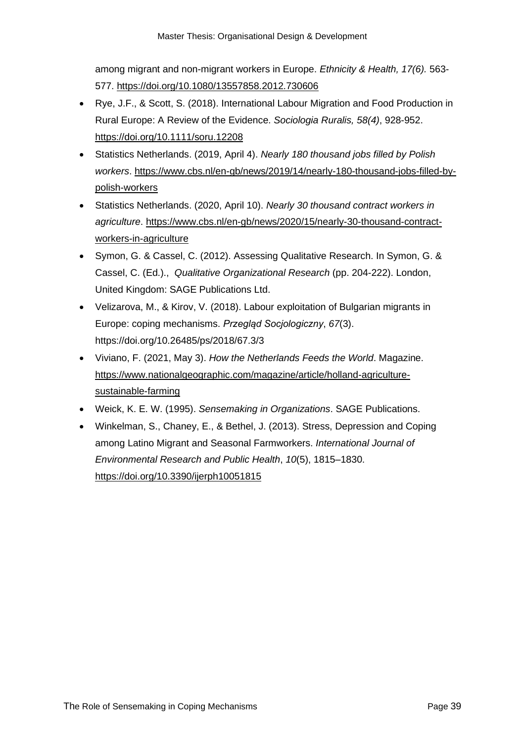among migrant and non-migrant workers in Europe. *Ethnicity & Health, 17(6).* 563-577. https://doi.org/10.1080/13557858.2012.730606

- Rye, J.F., & Scott, S. (2018). International Labour Migration and Food Production in Rural Europe: A Review of the Evidence. *Sociologia Ruralis, 58(4)*, 928-952. https://doi.org/10.1111/soru.12208
- Statistics Netherlands. (2019, April 4). *Nearly 180 thousand jobs filled by Polish workers*. https://www.cbs.nl/en-gb/news/2019/14/nearly-180-thousand-jobs-filled-by-polish-workers
- Statistics Netherlands. (2020, April 10). *Nearly 30 thousand contract workers in agriculture*. https://www.cbs.nl/en-gb/news/2020/15/nearly-30-thousand-contract-workers-in-agriculture
- Symon, G. & Cassel, C. (2012). Assessing Qualitative Research. In Symon, G. & Cassel, C. (Ed.)., *Qualitative Organizational Research* (pp. 204-222). London, United Kingdom: SAGE Publications Ltd.
- Velizarova, M., & Kirov, V. (2018). Labour exploitation of Bulgarian migrants in Europe: coping mechanisms. *Przegląd Socjologiczny*, *67*(3). https://doi.org/10.26485/ps/2018/67.3/3
- Viviano, F. (2021, May 3). *How the Netherlands Feeds the World*. Magazine. https://www.nationalgeographic.com/magazine/article/holland-agriculture-sustainable-farming
- Weick, K. E. W. (1995). *Sensemaking in Organizations*. SAGE Publications.
- Winkelman, S., Chaney, E., & Bethel, J. (2013). Stress, Depression and Coping among Latino Migrant and Seasonal Farmworkers. *International Journal of Environmental Research and Public Health*, *10*(5), 1815–1830. https://doi.org/10.3390/ijerph10051815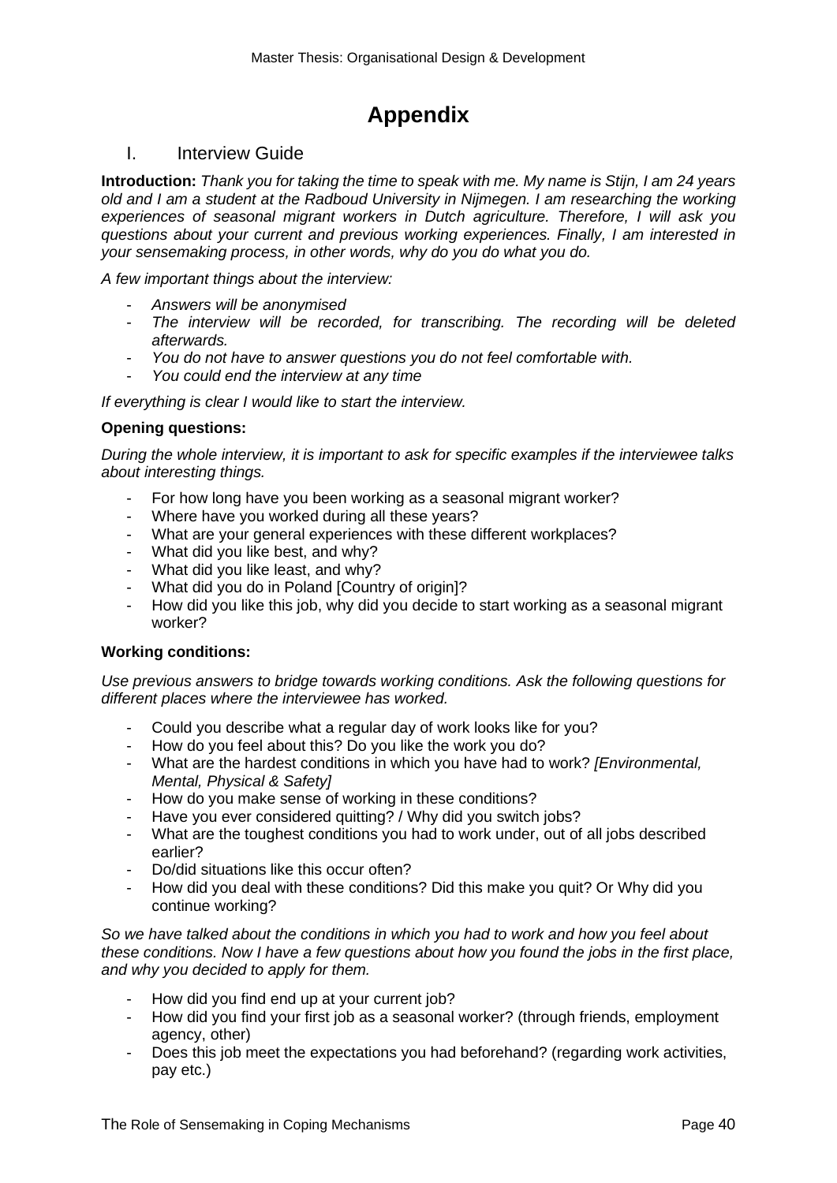# Appendix

## I. Interview Guide

**Introduction:** *Thank you for taking the time to speak with me. My name is Stijn, I am 24 years old and I am a student at the Radboud University in Nijmegen. I am researching the working experiences of seasonal migrant workers in Dutch agriculture. Therefore, I will ask you questions about your current and previous working experiences. Finally, I am interested in your sensemaking process, in other words, why do you do what you do.*

*A few important things about the interview:*

- *Answers will be anonymised*
- *The interview will be recorded, for transcribing. The recording will be deleted afterwards.*
- *You do not have to answer questions you do not feel comfortable with.*
- *You could end the interview at any time*

*If everything is clear I would like to start the interview.*

**Opening questions:**

*During the whole interview, it is important to ask for specific examples if the interviewee talks about interesting things.*

- For how long have you been working as a seasonal migrant worker?
- Where have you worked during all these years?
- What are your general experiences with these different workplaces?
- What did you like best, and why?
- What did you like least, and why?
- What did you do in Poland [Country of origin]?
- How did you like this job, why did you decide to start working as a seasonal migrant worker?

**Working conditions:**

*Use previous answers to bridge towards working conditions. Ask the following questions for different places where the interviewee has worked.*

- Could you describe what a regular day of work looks like for you?
- How do you feel about this? Do you like the work you do?
- What are the hardest conditions in which you have had to work? *[Environmental, Mental, Physical & Safety]*
- How do you make sense of working in these conditions?
- Have you ever considered quitting? / Why did you switch jobs?
- What are the toughest conditions you had to work under, out of all jobs described earlier?
- Do/did situations like this occur often?
- How did you deal with these conditions? Did this make you quit? Or Why did you continue working?

*So we have talked about the conditions in which you had to work and how you feel about these conditions. Now I have a few questions about how you found the jobs in the first place, and why you decided to apply for them.*

- How did you find end up at your current job?
- How did you find your first job as a seasonal worker? (through friends, employment agency, other)
- Does this job meet the expectations you had beforehand? (regarding work activities, pay etc.)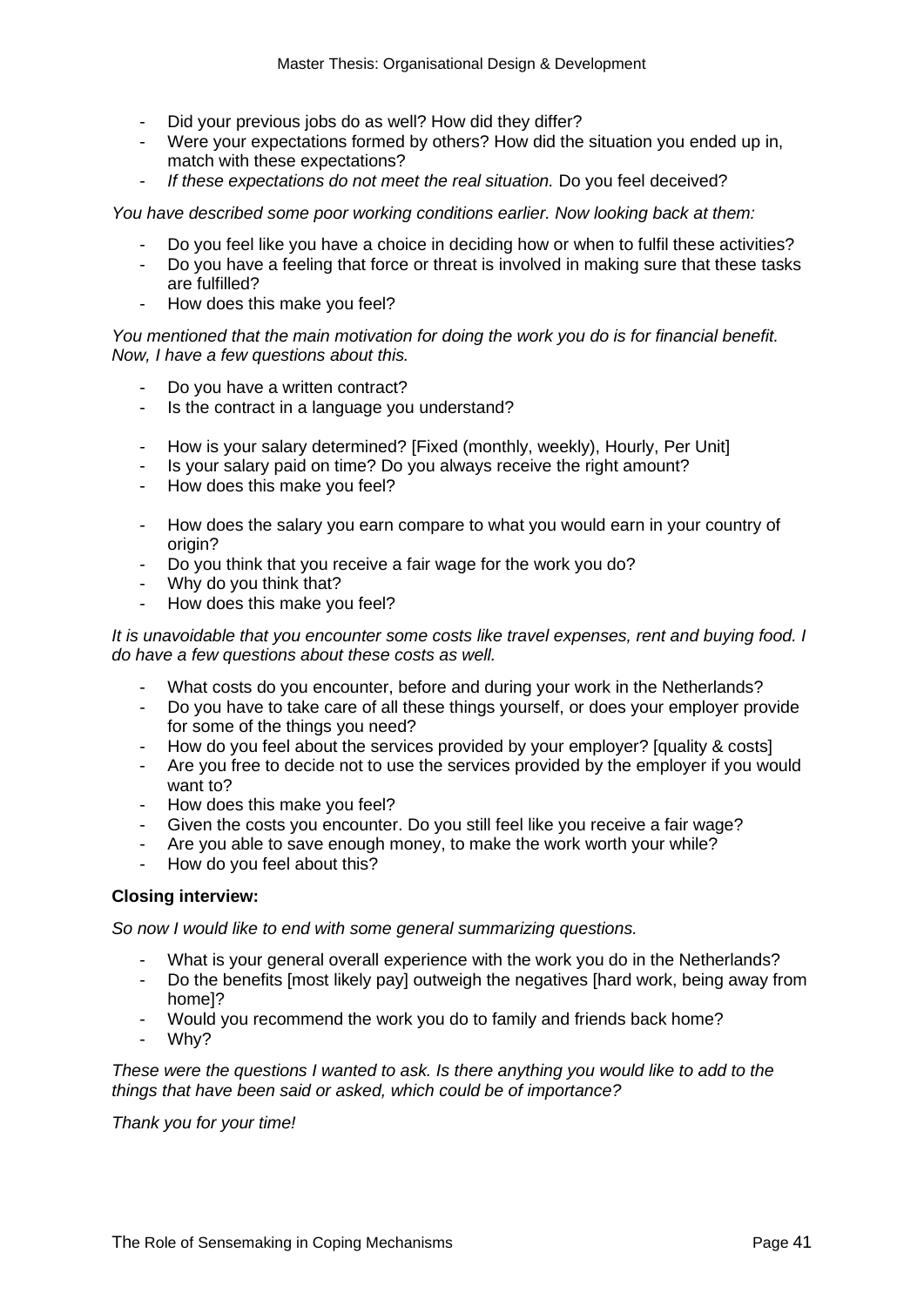- Did your previous jobs do as well? How did they differ?
- Were your expectations formed by others? How did the situation you ended up in, match with these expectations?
- *If these expectations do not meet the real situation.* Do you feel deceived?

*You have described some poor working conditions earlier. Now looking back at them:*

- Do you feel like you have a choice in deciding how or when to fulfil these activities?
- Do you have a feeling that force or threat is involved in making sure that these tasks are fulfilled?
- How does this make you feel?

*You mentioned that the main motivation for doing the work you do is for financial benefit. Now, I have a few questions about this.*

- Do you have a written contract?
- Is the contract in a language you understand?

- How is your salary determined? [Fixed (monthly, weekly), Hourly, Per Unit]
- Is your salary paid on time? Do you always receive the right amount?
- How does this make you feel?

- How does the salary you earn compare to what you would earn in your country of origin?
- Do you think that you receive a fair wage for the work you do?
- Why do you think that?
- How does this make you feel?

*It is unavoidable that you encounter some costs like travel expenses, rent and buying food. I do have a few questions about these costs as well.*

- What costs do you encounter, before and during your work in the Netherlands?
- Do you have to take care of all these things yourself, or does your employer provide for some of the things you need?
- How do you feel about the services provided by your employer? [quality & costs]
- Are you free to decide not to use the services provided by the employer if you would want to?
- How does this make you feel?
- Given the costs you encounter. Do you still feel like you receive a fair wage?
- Are you able to save enough money, to make the work worth your while?
- How do you feel about this?

**Closing interview:**

*So now I would like to end with some general summarizing questions.*

- What is your general overall experience with the work you do in the Netherlands?
- Do the benefits [most likely pay] outweigh the negatives [hard work, being away from home]?
- Would you recommend the work you do to family and friends back home?
- Why?

*These were the questions I wanted to ask. Is there anything you would like to add to the things that have been said or asked, which could be of importance?*

*Thank you for your time!*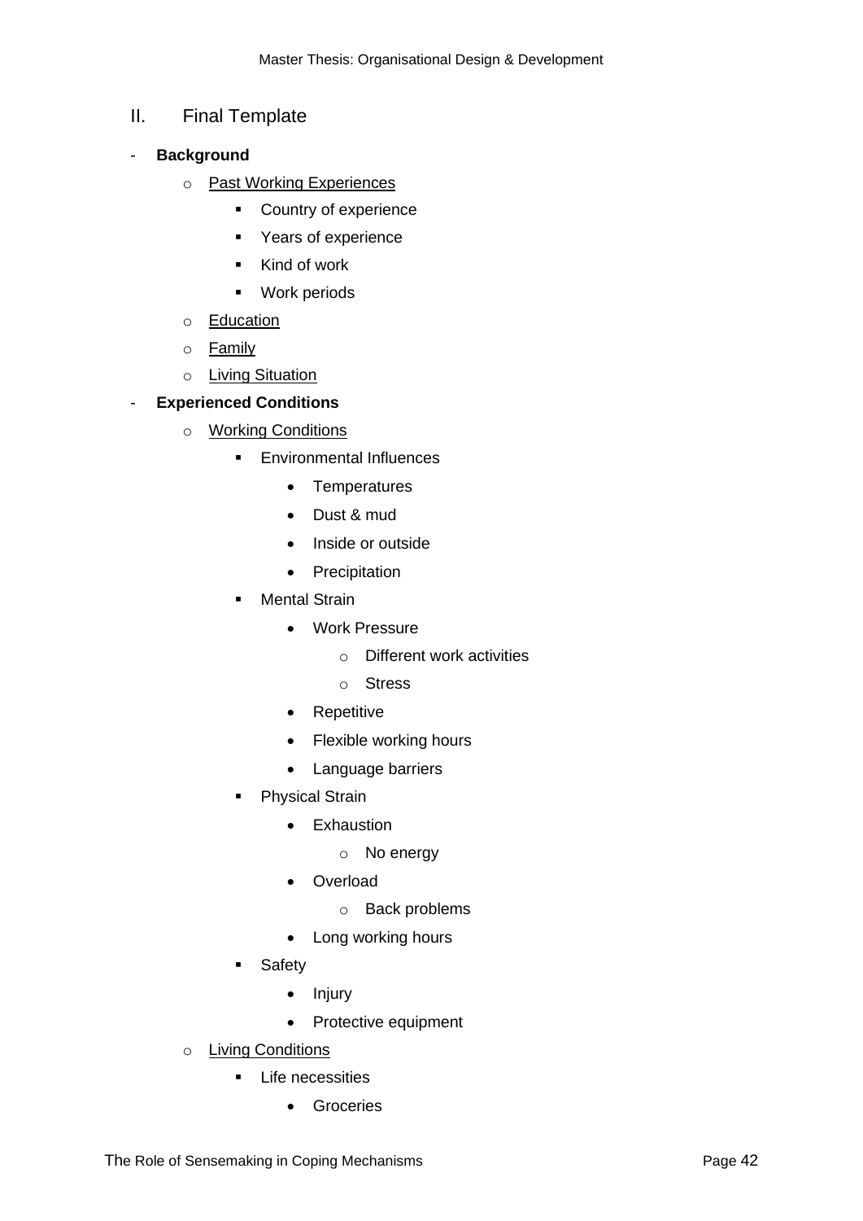## II. Final Template

- **Background**
  - <u>Past Working Experiences</u>
    - Country of experience
    - Years of experience
    - Kind of work
    - Work periods
  - <u>Education</u>
  - <u>Family</u>
  - <u>Living Situation</u>
- **Experienced Conditions**
  - <u>Working Conditions</u>
    - Environmental Influences
      - Temperatures
      - Dust & mud
      - Inside or outside
      - Precipitation
    - Mental Strain
      - Work Pressure
        - Different work activities
        - Stress
      - Repetitive
      - Flexible working hours
      - Language barriers
    - Physical Strain
      - Exhaustion
        - No energy
      - Overload
        - Back problems
      - Long working hours
    - Safety
      - Injury
      - Protective equipment
  - <u>Living Conditions</u>
    - Life necessities
      - Groceries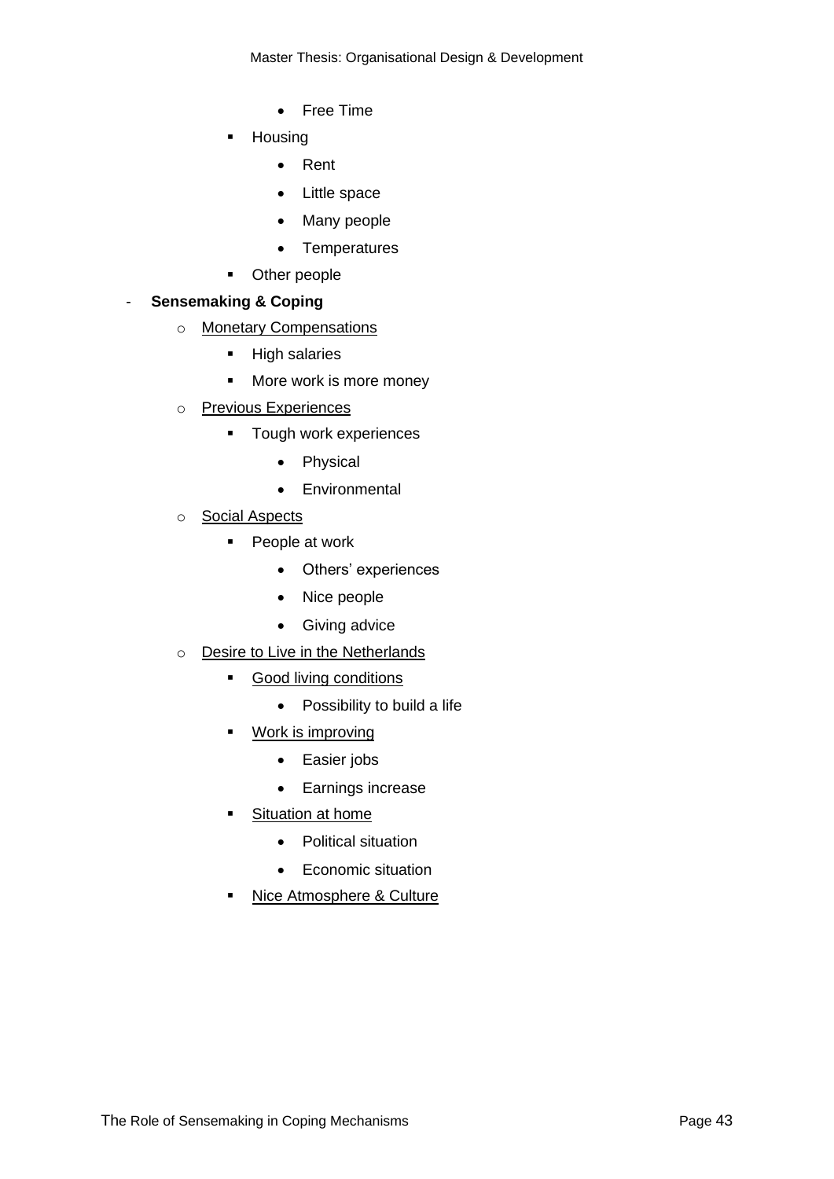- Free Time
        - Housing
            - Rent
            - Little space
            - Many people
            - Temperatures
        - Other people
- **Sensemaking & Coping**
    - <u>Monetary Compensations</u>
        - High salaries
        - More work is more money
    - <u>Previous Experiences</u>
        - Tough work experiences
            - Physical
            - Environmental
    - <u>Social Aspects</u>
        - People at work
            - Others' experiences
            - Nice people
            - Giving advice
    - <u>Desire to Live in the Netherlands</u>
        - <u>Good living conditions</u>
            - Possibility to build a life
        - <u>Work is improving</u>
            - Easier jobs
            - Earnings increase
        - <u>Situation at home</u>
            - Political situation
            - Economic situation
        - <u>Nice Atmosphere & Culture</u>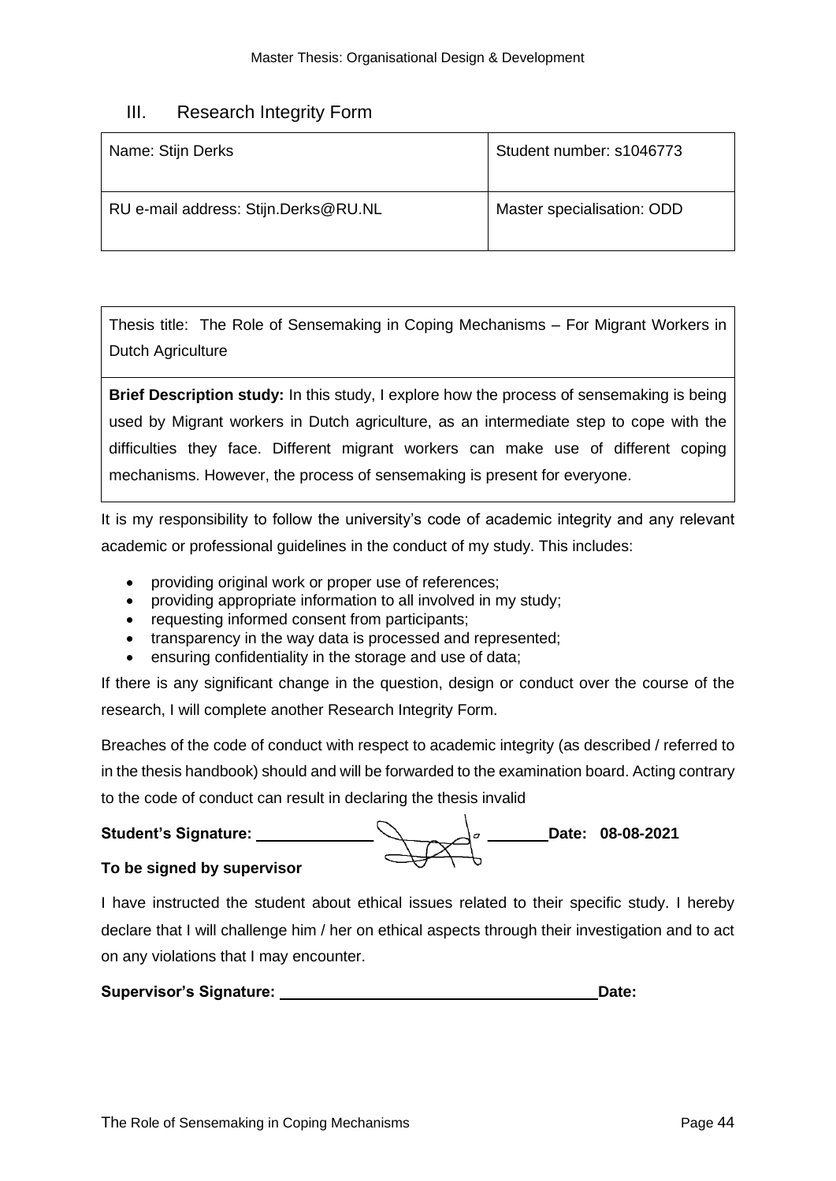## III. Research Integrity Form

| Name: Stijn Derks | Student number: s1046773 |
|---|---|
| RU e-mail address: Stijn.Derks@RU.NL | Master specialisation: ODD |

| Thesis title: The Role of Sensemaking in Coping Mechanisms – For Migrant Workers in Dutch Agriculture |
|---|
| **Brief Description study:** In this study, I explore how the process of sensemaking is being used by Migrant workers in Dutch agriculture, as an intermediate step to cope with the difficulties they face. Different migrant workers can make use of different coping mechanisms. However, the process of sensemaking is present for everyone. |

It is my responsibility to follow the university's code of academic integrity and any relevant academic or professional guidelines in the conduct of my study. This includes:

- providing original work or proper use of references;
- providing appropriate information to all involved in my study;
- requesting informed consent from participants;
- transparency in the way data is processed and represented;
- ensuring confidentiality in the storage and use of data;

If there is any significant change in the question, design or conduct over the course of the research, I will complete another Research Integrity Form.

Breaches of the code of conduct with respect to academic integrity (as described / referred to in the thesis handbook) should and will be forwarded to the examination board. Acting contrary to the code of conduct can result in declaring the thesis invalid

**Student's Signature:** ______________ **Date: 08-08-2021**

**To be signed by supervisor**

I have instructed the student about ethical issues related to their specific study. I hereby declare that I will challenge him / her on ethical aspects through their investigation and to act on any violations that I may encounter.

**Supervisor's Signature:** ______________________________ **Date:**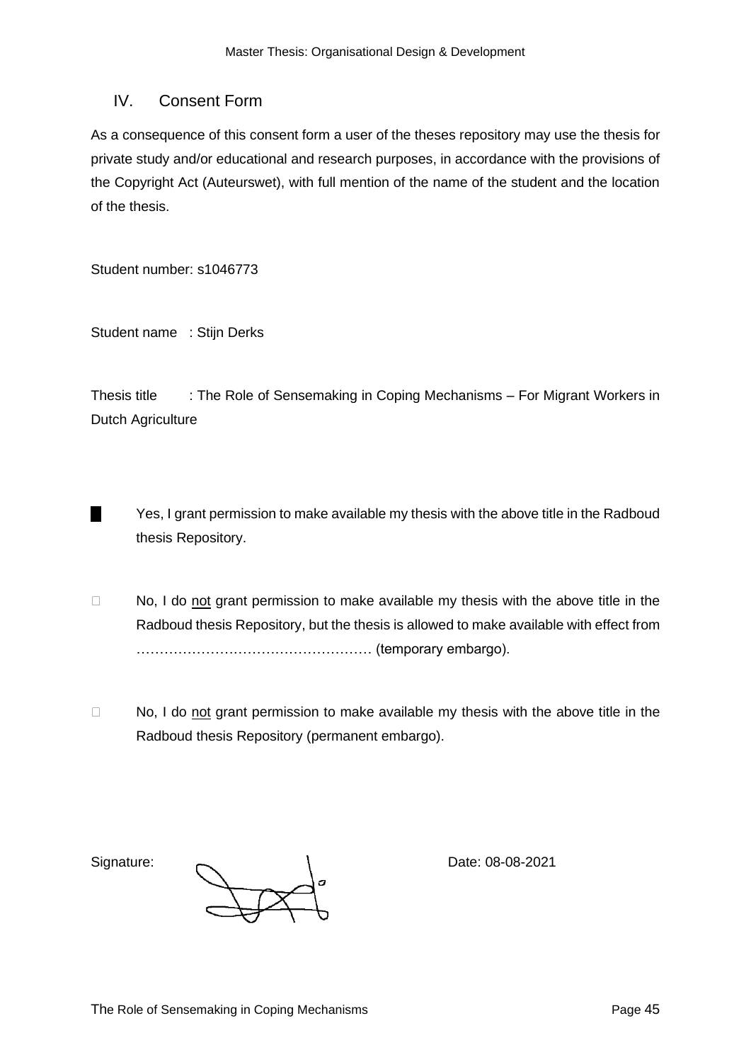## IV. Consent Form

As a consequence of this consent form a user of the theses repository may use the thesis for private study and/or educational and research purposes, in accordance with the provisions of the Copyright Act (Auteurswet), with full mention of the name of the student and the location of the thesis.

Student number: s1046773

Student name : Stijn Derks

Thesis title : The Role of Sensemaking in Coping Mechanisms – For Migrant Workers in Dutch Agriculture

■ Yes, I grant permission to make available my thesis with the above title in the Radboud thesis Repository.

□ No, I do not grant permission to make available my thesis with the above title in the Radboud thesis Repository, but the thesis is allowed to make available with effect from …………………………………………… (temporary embargo).

□ No, I do not grant permission to make available my thesis with the above title in the Radboud thesis Repository (permanent embargo).

Signature: Date: 08-08-2021